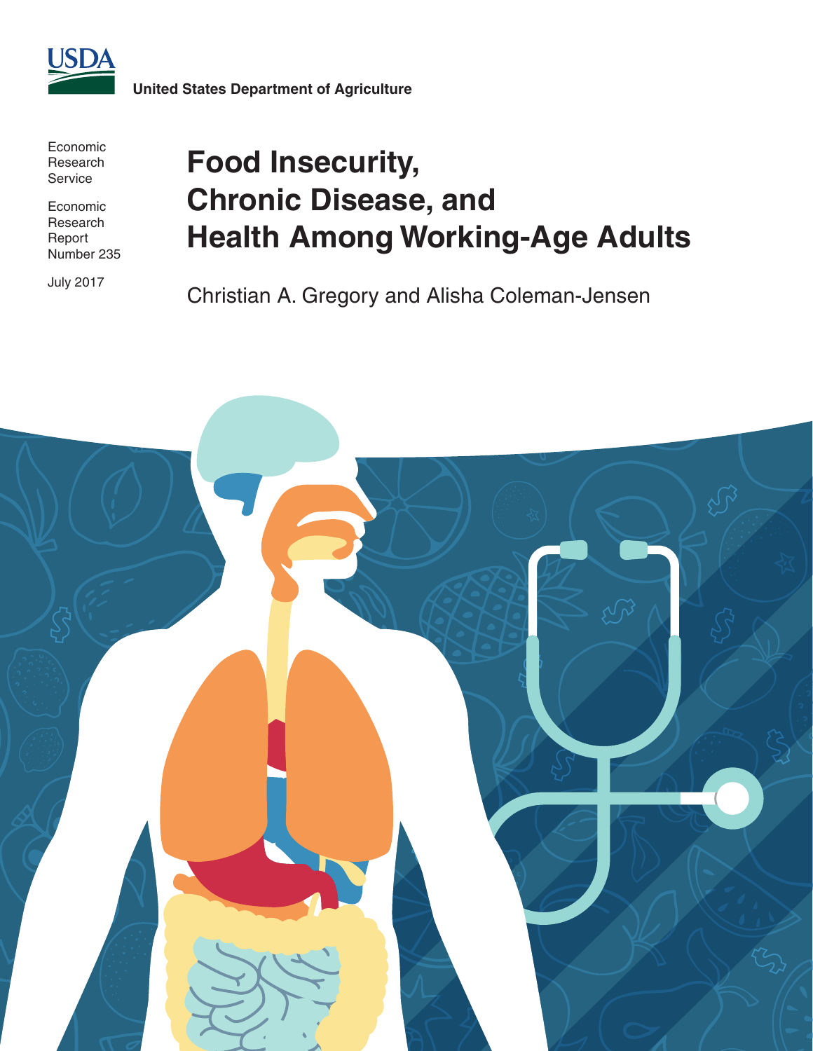USDA

United States Department of Agriculture

Economic Research Service

Economic Research Report Number 235

July 2017

# Food Insecurity, Chronic Disease, and Health Among Working-Age Adults

Christian A. Gregory and Alisha Coleman-Jensen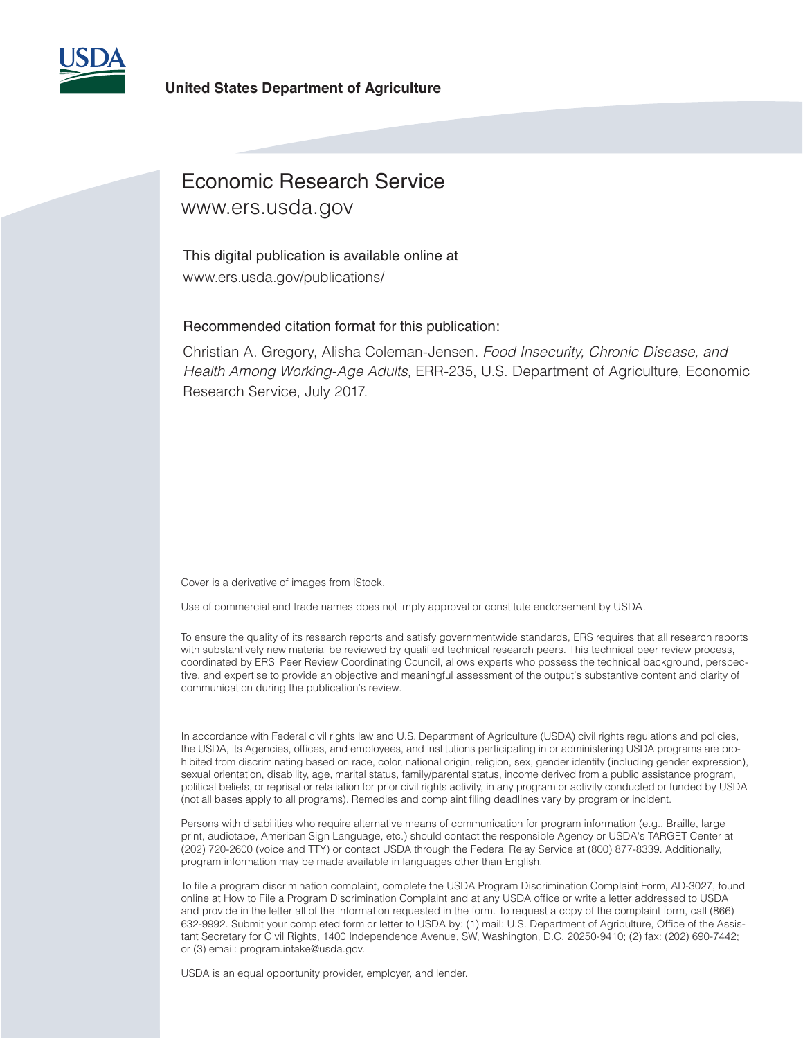United States Department of Agriculture

Economic Research Service
www.ers.usda.gov

This digital publication is available online at
www.ers.usda.gov/publications/

Recommended citation format for this publication:

Christian A. Gregory, Alisha Coleman-Jensen. *Food Insecurity, Chronic Disease, and Health Among Working-Age Adults,* ERR-235, U.S. Department of Agriculture, Economic Research Service, July 2017.

Cover is a derivative of images from iStock.

Use of commercial and trade names does not imply approval or constitute endorsement by USDA.

To ensure the quality of its research reports and satisfy governmentwide standards, ERS requires that all research reports with substantively new material be reviewed by qualified technical research peers. This technical peer review process, coordinated by ERS' Peer Review Coordinating Council, allows experts who possess the technical background, perspective, and expertise to provide an objective and meaningful assessment of the output's substantive content and clarity of communication during the publication's review.

---

In accordance with Federal civil rights law and U.S. Department of Agriculture (USDA) civil rights regulations and policies, the USDA, its Agencies, offices, and employees, and institutions participating in or administering USDA programs are prohibited from discriminating based on race, color, national origin, religion, sex, gender identity (including gender expression), sexual orientation, disability, age, marital status, family/parental status, income derived from a public assistance program, political beliefs, or reprisal or retaliation for prior civil rights activity, in any program or activity conducted or funded by USDA (not all bases apply to all programs). Remedies and complaint filing deadlines vary by program or incident.

Persons with disabilities who require alternative means of communication for program information (e.g., Braille, large print, audiotape, American Sign Language, etc.) should contact the responsible Agency or USDA's TARGET Center at (202) 720-2600 (voice and TTY) or contact USDA through the Federal Relay Service at (800) 877-8339. Additionally, program information may be made available in languages other than English.

To file a program discrimination complaint, complete the USDA Program Discrimination Complaint Form, AD-3027, found online at How to File a Program Discrimination Complaint and at any USDA office or write a letter addressed to USDA and provide in the letter all of the information requested in the form. To request a copy of the complaint form, call (866) 632-9992. Submit your completed form or letter to USDA by: (1) mail: U.S. Department of Agriculture, Office of the Assistant Secretary for Civil Rights, 1400 Independence Avenue, SW, Washington, D.C. 20250-9410; (2) fax: (202) 690-7442; or (3) email: program.intake@usda.gov.

USDA is an equal opportunity provider, employer, and lender.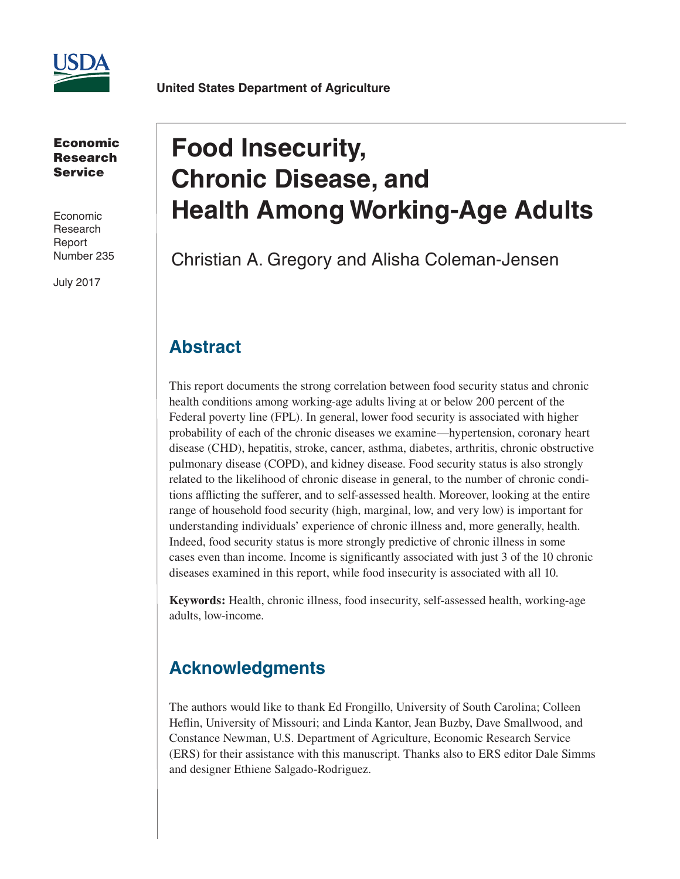United States Department of Agriculture

**Economic Research Service**

Economic Research Report Number 235

July 2017

# Food Insecurity, Chronic Disease, and Health Among Working-Age Adults

Christian A. Gregory and Alisha Coleman-Jensen

## Abstract

This report documents the strong correlation between food security status and chronic health conditions among working-age adults living at or below 200 percent of the Federal poverty line (FPL). In general, lower food security is associated with higher probability of each of the chronic diseases we examine—hypertension, coronary heart disease (CHD), hepatitis, stroke, cancer, asthma, diabetes, arthritis, chronic obstructive pulmonary disease (COPD), and kidney disease. Food security status is also strongly related to the likelihood of chronic disease in general, to the number of chronic conditions afflicting the sufferer, and to self-assessed health. Moreover, looking at the entire range of household food security (high, marginal, low, and very low) is important for understanding individuals' experience of chronic illness and, more generally, health. Indeed, food security status is more strongly predictive of chronic illness in some cases even than income. Income is significantly associated with just 3 of the 10 chronic diseases examined in this report, while food insecurity is associated with all 10.

**Keywords:** Health, chronic illness, food insecurity, self-assessed health, working-age adults, low-income.

## Acknowledgments

The authors would like to thank Ed Frongillo, University of South Carolina; Colleen Heflin, University of Missouri; and Linda Kantor, Jean Buzby, Dave Smallwood, and Constance Newman, U.S. Department of Agriculture, Economic Research Service (ERS) for their assistance with this manuscript. Thanks also to ERS editor Dale Simms and designer Ethiene Salgado-Rodriguez.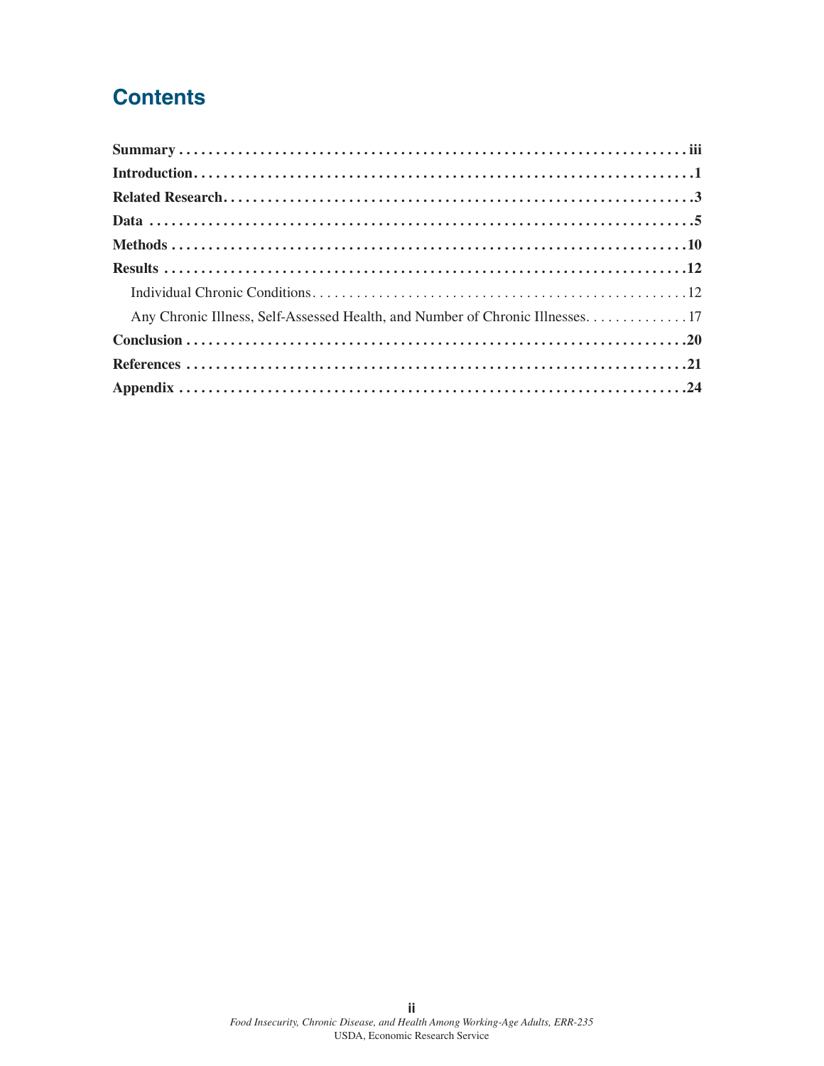## Contents

**Summary** ..................... iii

**Introduction** ..................... 1

**Related Research** ..................... 3

**Data** ..................... 5

**Methods** ..................... 10

**Results** ..................... 12

- Individual Chronic Conditions ..................... 12
- Any Chronic Illness, Self-Assessed Health, and Number of Chronic Illnesses ..................... 17

**Conclusion** ..................... 20

**References** ..................... 21

**Appendix** ..................... 24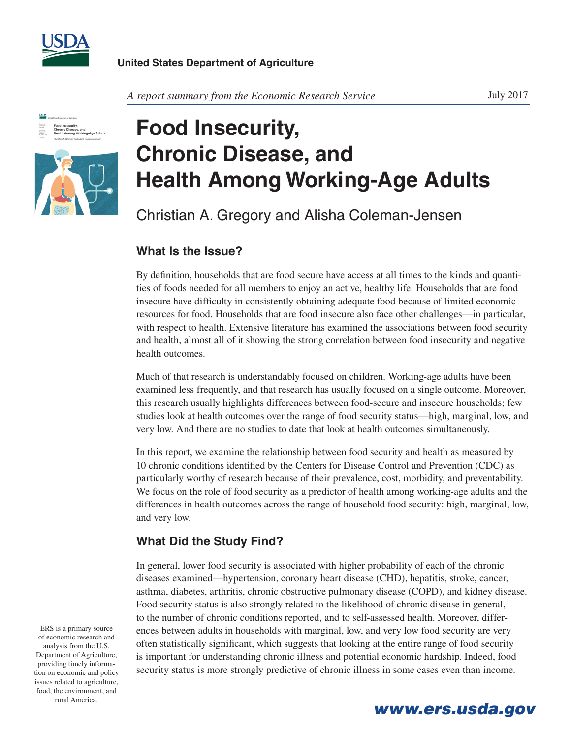United States Department of Agriculture

*A report summary from the Economic Research Service*

July 2017

# Food Insecurity, Chronic Disease, and Health Among Working-Age Adults

Christian A. Gregory and Alisha Coleman-Jensen

## What Is the Issue?

By definition, households that are food secure have access at all times to the kinds and quantities of foods needed for all members to enjoy an active, healthy life. Households that are food insecure have difficulty in consistently obtaining adequate food because of limited economic resources for food. Households that are food insecure also face other challenges—in particular, with respect to health. Extensive literature has examined the associations between food security and health, almost all of it showing the strong correlation between food insecurity and negative health outcomes.

Much of that research is understandably focused on children. Working-age adults have been examined less frequently, and that research has usually focused on a single outcome. Moreover, this research usually highlights differences between food-secure and insecure households; few studies look at health outcomes over the range of food security status—high, marginal, low, and very low. And there are no studies to date that look at health outcomes simultaneously.

In this report, we examine the relationship between food security and health as measured by 10 chronic conditions identified by the Centers for Disease Control and Prevention (CDC) as particularly worthy of research because of their prevalence, cost, morbidity, and preventability. We focus on the role of food security as a predictor of health among working-age adults and the differences in health outcomes across the range of household food security: high, marginal, low, and very low.

## What Did the Study Find?

In general, lower food security is associated with higher probability of each of the chronic diseases examined—hypertension, coronary heart disease (CHD), hepatitis, stroke, cancer, asthma, diabetes, arthritis, chronic obstructive pulmonary disease (COPD), and kidney disease. Food security status is also strongly related to the likelihood of chronic disease in general, to the number of chronic conditions reported, and to self-assessed health. Moreover, differences between adults in households with marginal, low, and very low food security are very often statistically significant, which suggests that looking at the entire range of food security is important for understanding chronic illness and potential economic hardship. Indeed, food security status is more strongly predictive of chronic illness in some cases even than income.

ERS is a primary source of economic research and analysis from the U.S. Department of Agriculture, providing timely information on economic and policy issues related to agriculture, food, the environment, and rural America.

www.ers.usda.gov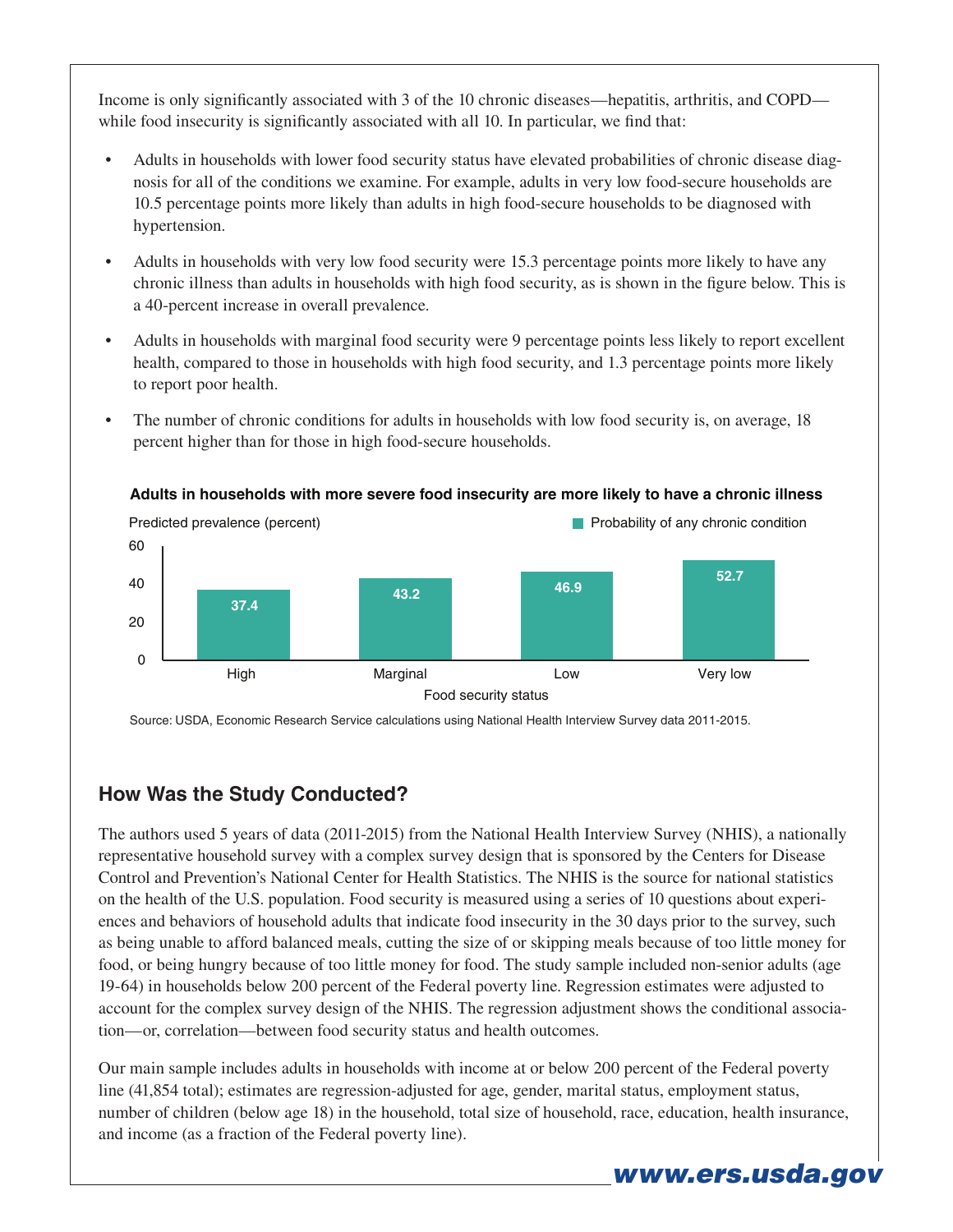Income is only significantly associated with 3 of the 10 chronic diseases—hepatitis, arthritis, and COPD—while food insecurity is significantly associated with all 10. In particular, we find that:

- Adults in households with lower food security status have elevated probabilities of chronic disease diagnosis for all of the conditions we examine. For example, adults in very low food-secure households are 10.5 percentage points more likely than adults in high food-secure households to be diagnosed with hypertension.
- Adults in households with very low food security were 15.3 percentage points more likely to have any chronic illness than adults in households with high food security, as is shown in the figure below. This is a 40-percent increase in overall prevalence.
- Adults in households with marginal food security were 9 percentage points less likely to report excellent health, compared to those in households with high food security, and 1.3 percentage points more likely to report poor health.
- The number of chronic conditions for adults in households with low food security is, on average, 18 percent higher than for those in high food-secure households.

**Adults in households with more severe food insecurity are more likely to have a chronic illness**

Predicted prevalence (percent) — Probability of any chronic condition

| Food security status | Predicted prevalence (percent) |
|---|---|
| High | 37.4 |
| Marginal | 43.2 |
| Low | 46.9 |
| Very low | 52.7 |

Source: USDA, Economic Research Service calculations using National Health Interview Survey data 2011-2015.

## How Was the Study Conducted?

The authors used 5 years of data (2011-2015) from the National Health Interview Survey (NHIS), a nationally representative household survey with a complex survey design that is sponsored by the Centers for Disease Control and Prevention's National Center for Health Statistics. The NHIS is the source for national statistics on the health of the U.S. population. Food security is measured using a series of 10 questions about experiences and behaviors of household adults that indicate food insecurity in the 30 days prior to the survey, such as being unable to afford balanced meals, cutting the size of or skipping meals because of too little money for food, or being hungry because of too little money for food. The study sample included non-senior adults (age 19-64) in households below 200 percent of the Federal poverty line. Regression estimates were adjusted to account for the complex survey design of the NHIS. The regression adjustment shows the conditional association—or, correlation—between food security status and health outcomes.

Our main sample includes adults in households with income at or below 200 percent of the Federal poverty line (41,854 total); estimates are regression-adjusted for age, gender, marital status, employment status, number of children (below age 18) in the household, total size of household, race, education, health insurance, and income (as a fraction of the Federal poverty line).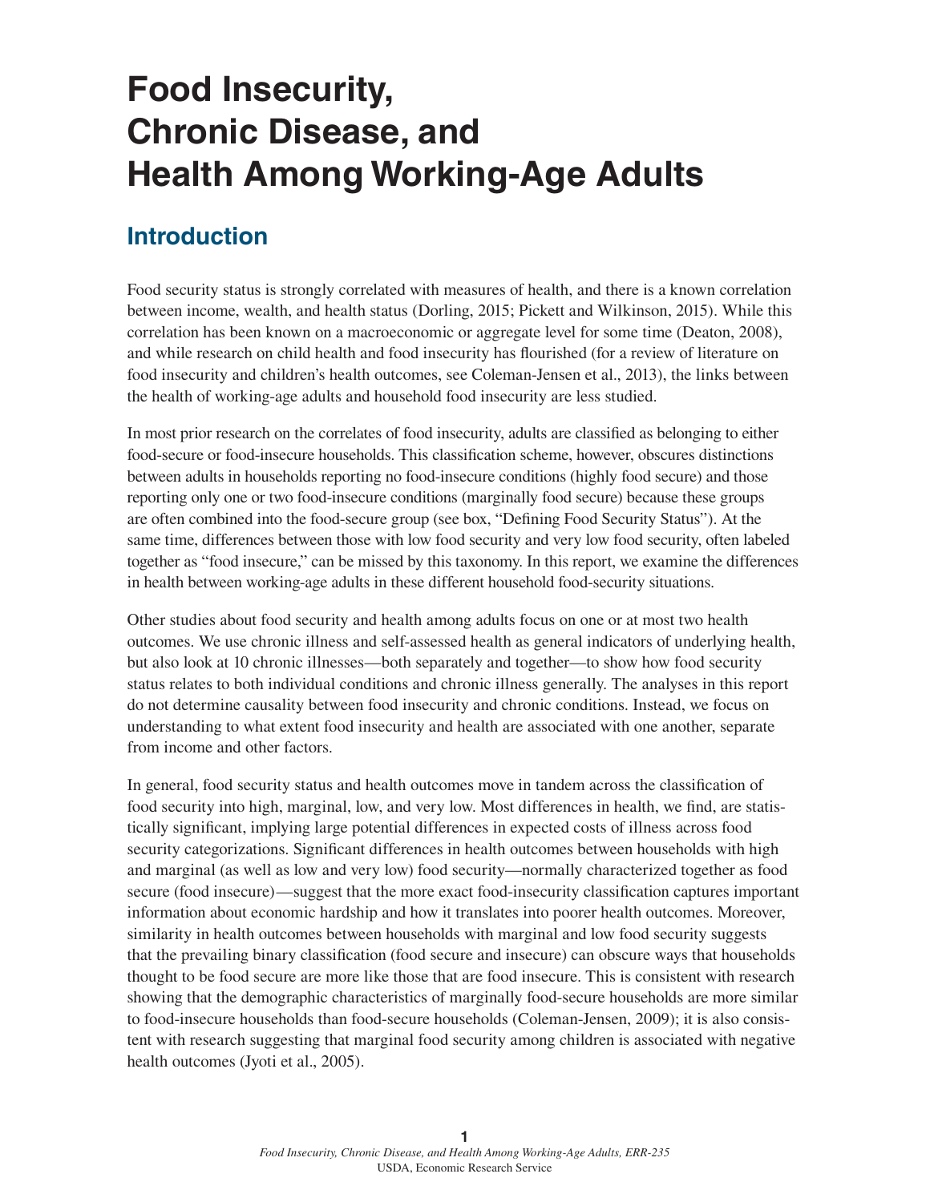# Food Insecurity, Chronic Disease, and Health Among Working-Age Adults

## Introduction

Food security status is strongly correlated with measures of health, and there is a known correlation between income, wealth, and health status (Dorling, 2015; Pickett and Wilkinson, 2015). While this correlation has been known on a macroeconomic or aggregate level for some time (Deaton, 2008), and while research on child health and food insecurity has flourished (for a review of literature on food insecurity and children's health outcomes, see Coleman-Jensen et al., 2013), the links between the health of working-age adults and household food insecurity are less studied.

In most prior research on the correlates of food insecurity, adults are classified as belonging to either food-secure or food-insecure households. This classification scheme, however, obscures distinctions between adults in households reporting no food-insecure conditions (highly food secure) and those reporting only one or two food-insecure conditions (marginally food secure) because these groups are often combined into the food-secure group (see box, "Defining Food Security Status"). At the same time, differences between those with low food security and very low food security, often labeled together as "food insecure," can be missed by this taxonomy. In this report, we examine the differences in health between working-age adults in these different household food-security situations.

Other studies about food security and health among adults focus on one or at most two health outcomes. We use chronic illness and self-assessed health as general indicators of underlying health, but also look at 10 chronic illnesses—both separately and together—to show how food security status relates to both individual conditions and chronic illness generally. The analyses in this report do not determine causality between food insecurity and chronic conditions. Instead, we focus on understanding to what extent food insecurity and health are associated with one another, separate from income and other factors.

In general, food security status and health outcomes move in tandem across the classification of food security into high, marginal, low, and very low. Most differences in health, we find, are statistically significant, implying large potential differences in expected costs of illness across food security categorizations. Significant differences in health outcomes between households with high and marginal (as well as low and very low) food security—normally characterized together as food secure (food insecure)—suggest that the more exact food-insecurity classification captures important information about economic hardship and how it translates into poorer health outcomes. Moreover, similarity in health outcomes between households with marginal and low food security suggests that the prevailing binary classification (food secure and insecure) can obscure ways that households thought to be food secure are more like those that are food insecure. This is consistent with research showing that the demographic characteristics of marginally food-secure households are more similar to food-insecure households than food-secure households (Coleman-Jensen, 2009); it is also consistent with research suggesting that marginal food security among children is associated with negative health outcomes (Jyoti et al., 2005).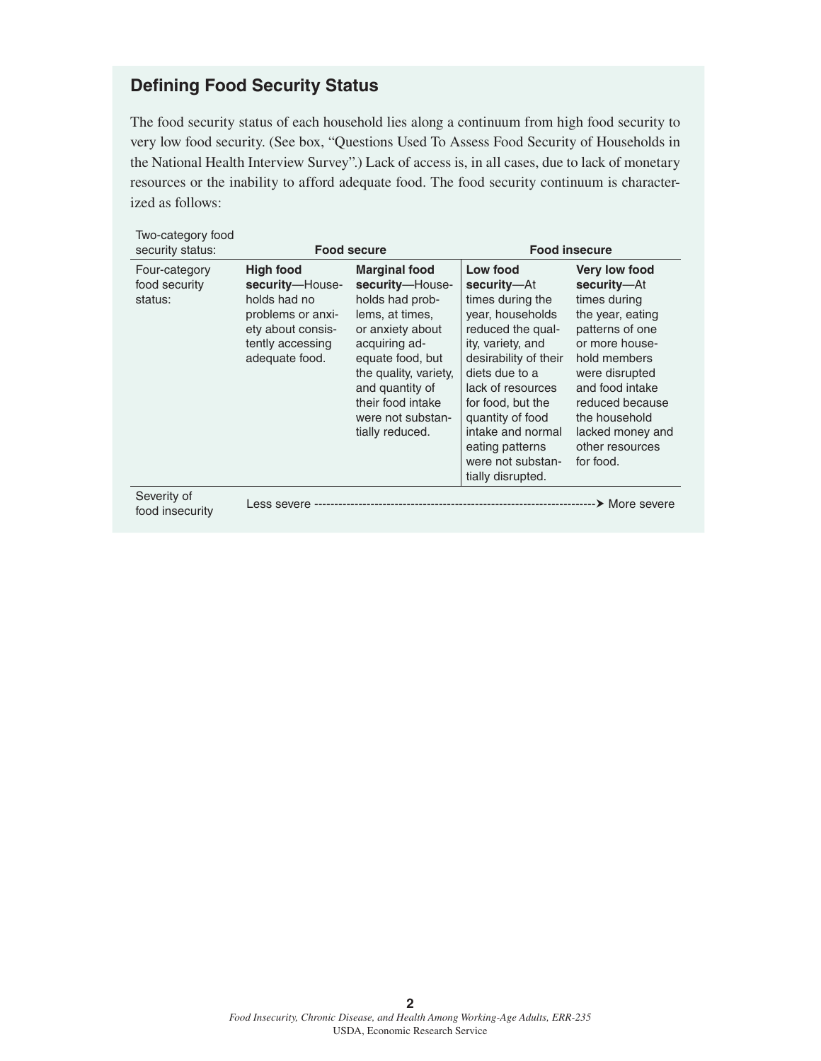## Defining Food Security Status

The food security status of each household lies along a continuum from high food security to very low food security. (See box, "Questions Used To Assess Food Security of Households in the National Health Interview Survey".) Lack of access is, in all cases, due to lack of monetary resources or the inability to afford adequate food. The food security continuum is characterized as follows:

| Two-category food security status: | Food secure | | Food insecure | |
|---|---|---|---|---|
| Four-category food security status: | **High food security**—Households had no problems or anxiety about consistently accessing adequate food. | **Marginal food security**—Households had problems, at times, or anxiety about acquiring adequate food, but the quality, variety, and quantity of their food intake were not substantially reduced. | **Low food security**—At times during the year, households reduced the quality, variety, and desirability of their diets due to a lack of resources for food, but the quantity of food intake and normal eating patterns were not substantially disrupted. | **Very low food security**—At times during the year, eating patterns of one or more household members were disrupted and food intake reduced because the household lacked money and other resources for food. |
| Severity of food insecurity | Less severe ----------------------------------------------------------------------➤ More severe | | | |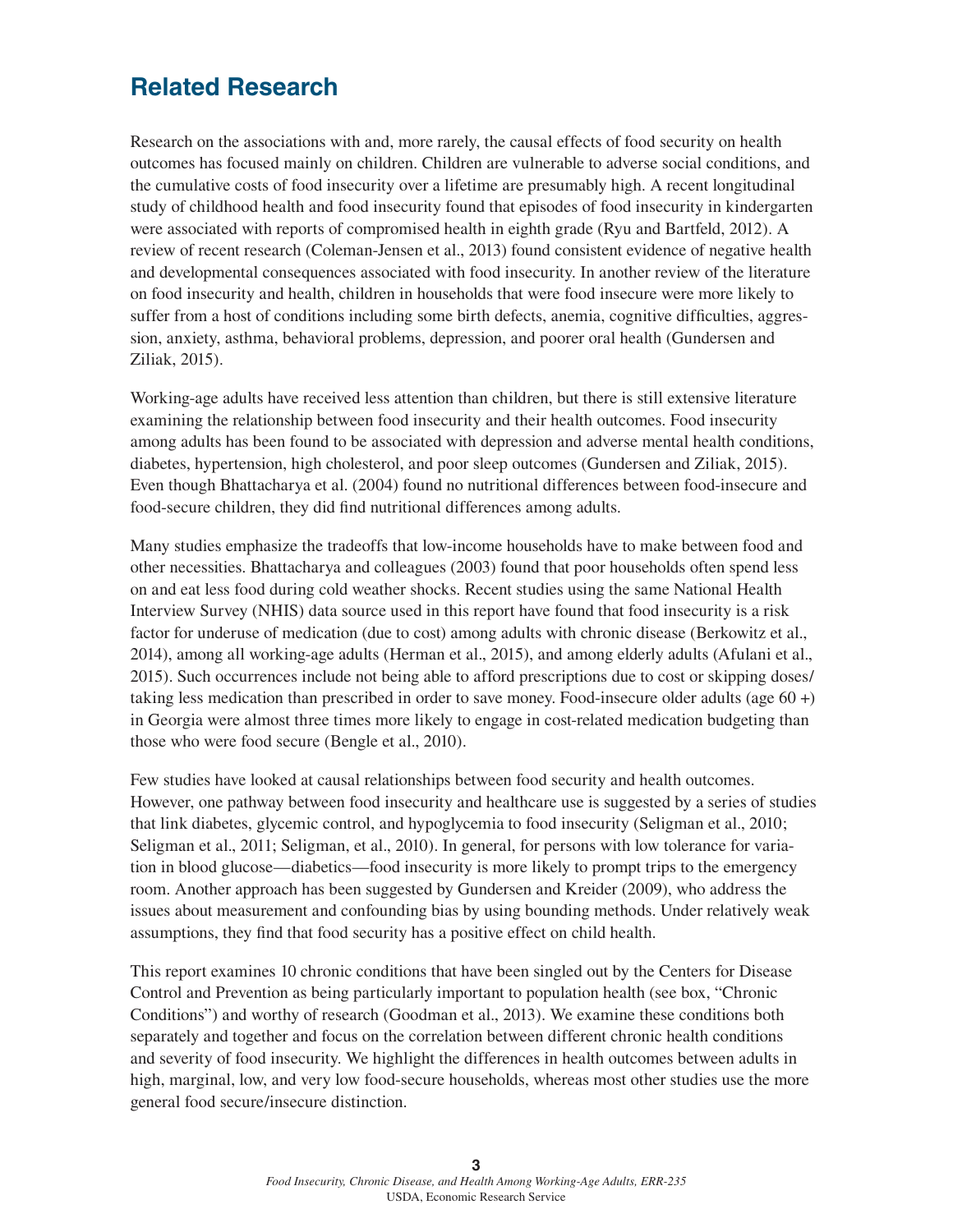## Related Research

Research on the associations with and, more rarely, the causal effects of food security on health outcomes has focused mainly on children. Children are vulnerable to adverse social conditions, and the cumulative costs of food insecurity over a lifetime are presumably high. A recent longitudinal study of childhood health and food insecurity found that episodes of food insecurity in kindergarten were associated with reports of compromised health in eighth grade (Ryu and Bartfeld, 2012). A review of recent research (Coleman-Jensen et al., 2013) found consistent evidence of negative health and developmental consequences associated with food insecurity. In another review of the literature on food insecurity and health, children in households that were food insecure were more likely to suffer from a host of conditions including some birth defects, anemia, cognitive difficulties, aggression, anxiety, asthma, behavioral problems, depression, and poorer oral health (Gundersen and Ziliak, 2015).

Working-age adults have received less attention than children, but there is still extensive literature examining the relationship between food insecurity and their health outcomes. Food insecurity among adults has been found to be associated with depression and adverse mental health conditions, diabetes, hypertension, high cholesterol, and poor sleep outcomes (Gundersen and Ziliak, 2015). Even though Bhattacharya et al. (2004) found no nutritional differences between food-insecure and food-secure children, they did find nutritional differences among adults.

Many studies emphasize the tradeoffs that low-income households have to make between food and other necessities. Bhattacharya and colleagues (2003) found that poor households often spend less on and eat less food during cold weather shocks. Recent studies using the same National Health Interview Survey (NHIS) data source used in this report have found that food insecurity is a risk factor for underuse of medication (due to cost) among adults with chronic disease (Berkowitz et al., 2014), among all working-age adults (Herman et al., 2015), and among elderly adults (Afulani et al., 2015). Such occurrences include not being able to afford prescriptions due to cost or skipping doses/taking less medication than prescribed in order to save money. Food-insecure older adults (age 60 +) in Georgia were almost three times more likely to engage in cost-related medication budgeting than those who were food secure (Bengle et al., 2010).

Few studies have looked at causal relationships between food security and health outcomes. However, one pathway between food insecurity and healthcare use is suggested by a series of studies that link diabetes, glycemic control, and hypoglycemia to food insecurity (Seligman et al., 2010; Seligman et al., 2011; Seligman, et al., 2010). In general, for persons with low tolerance for variation in blood glucose—diabetics—food insecurity is more likely to prompt trips to the emergency room. Another approach has been suggested by Gundersen and Kreider (2009), who address the issues about measurement and confounding bias by using bounding methods. Under relatively weak assumptions, they find that food security has a positive effect on child health.

This report examines 10 chronic conditions that have been singled out by the Centers for Disease Control and Prevention as being particularly important to population health (see box, "Chronic Conditions") and worthy of research (Goodman et al., 2013). We examine these conditions both separately and together and focus on the correlation between different chronic health conditions and severity of food insecurity. We highlight the differences in health outcomes between adults in high, marginal, low, and very low food-secure households, whereas most other studies use the more general food secure/insecure distinction.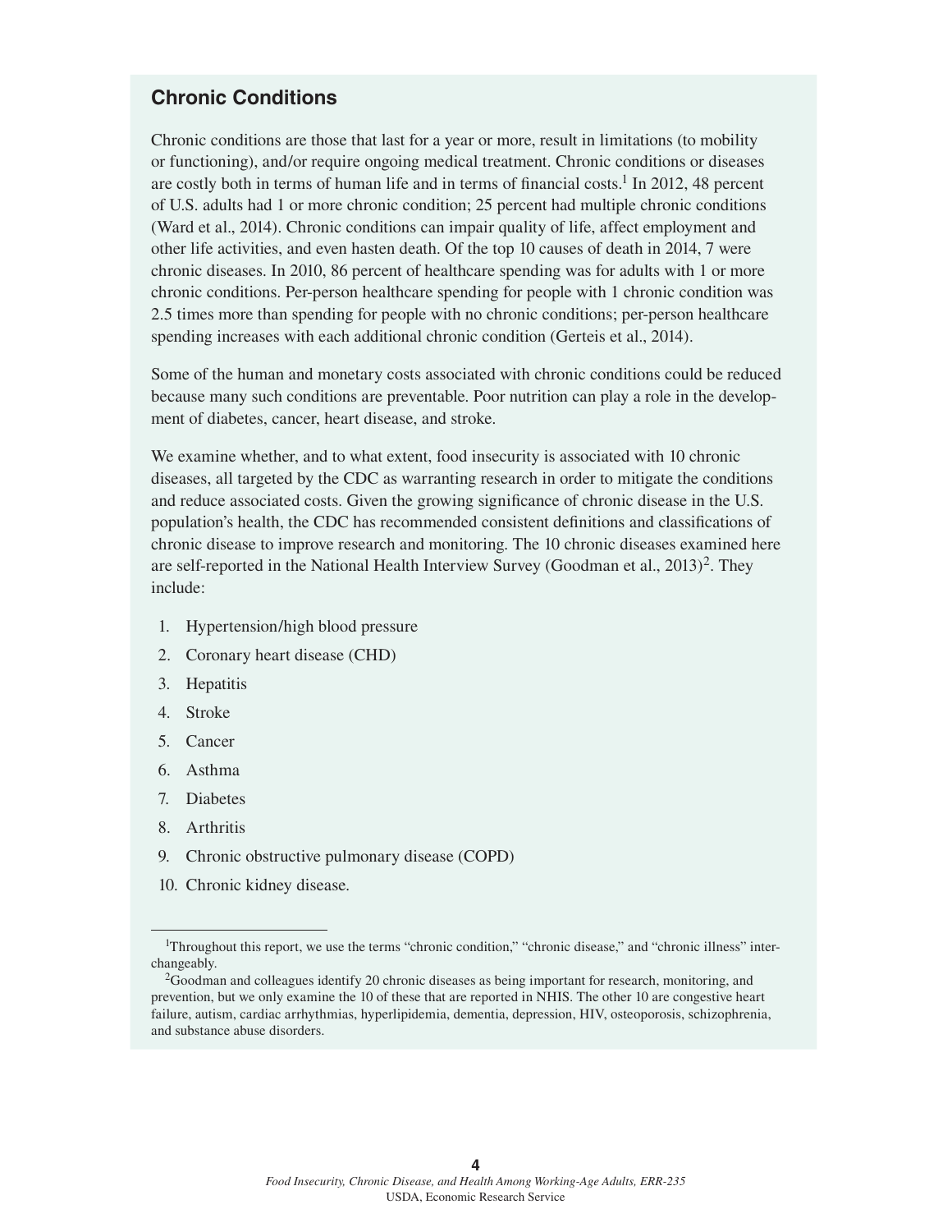## Chronic Conditions

Chronic conditions are those that last for a year or more, result in limitations (to mobility or functioning), and/or require ongoing medical treatment. Chronic conditions or diseases are costly both in terms of human life and in terms of financial costs.[1] In 2012, 48 percent of U.S. adults had 1 or more chronic condition; 25 percent had multiple chronic conditions (Ward et al., 2014). Chronic conditions can impair quality of life, affect employment and other life activities, and even hasten death. Of the top 10 causes of death in 2014, 7 were chronic diseases. In 2010, 86 percent of healthcare spending was for adults with 1 or more chronic conditions. Per-person healthcare spending for people with 1 chronic condition was 2.5 times more than spending for people with no chronic conditions; per-person healthcare spending increases with each additional chronic condition (Gerteis et al., 2014).

Some of the human and monetary costs associated with chronic conditions could be reduced because many such conditions are preventable. Poor nutrition can play a role in the development of diabetes, cancer, heart disease, and stroke.

We examine whether, and to what extent, food insecurity is associated with 10 chronic diseases, all targeted by the CDC as warranting research in order to mitigate the conditions and reduce associated costs. Given the growing significance of chronic disease in the U.S. population's health, the CDC has recommended consistent definitions and classifications of chronic disease to improve research and monitoring. The 10 chronic diseases examined here are self-reported in the National Health Interview Survey (Goodman et al., 2013)[2]. They include:

1. Hypertension/high blood pressure
2. Coronary heart disease (CHD)
3. Hepatitis
4. Stroke
5. Cancer
6. Asthma
7. Diabetes
8. Arthritis
9. Chronic obstructive pulmonary disease (COPD)
10. Chronic kidney disease.

---

[1]Throughout this report, we use the terms "chronic condition," "chronic disease," and "chronic illness" interchangeably.

[2]Goodman and colleagues identify 20 chronic diseases as being important for research, monitoring, and prevention, but we only examine the 10 of these that are reported in NHIS. The other 10 are congestive heart failure, autism, cardiac arrhythmias, hyperlipidemia, dementia, depression, HIV, osteoporosis, schizophrenia, and substance abuse disorders.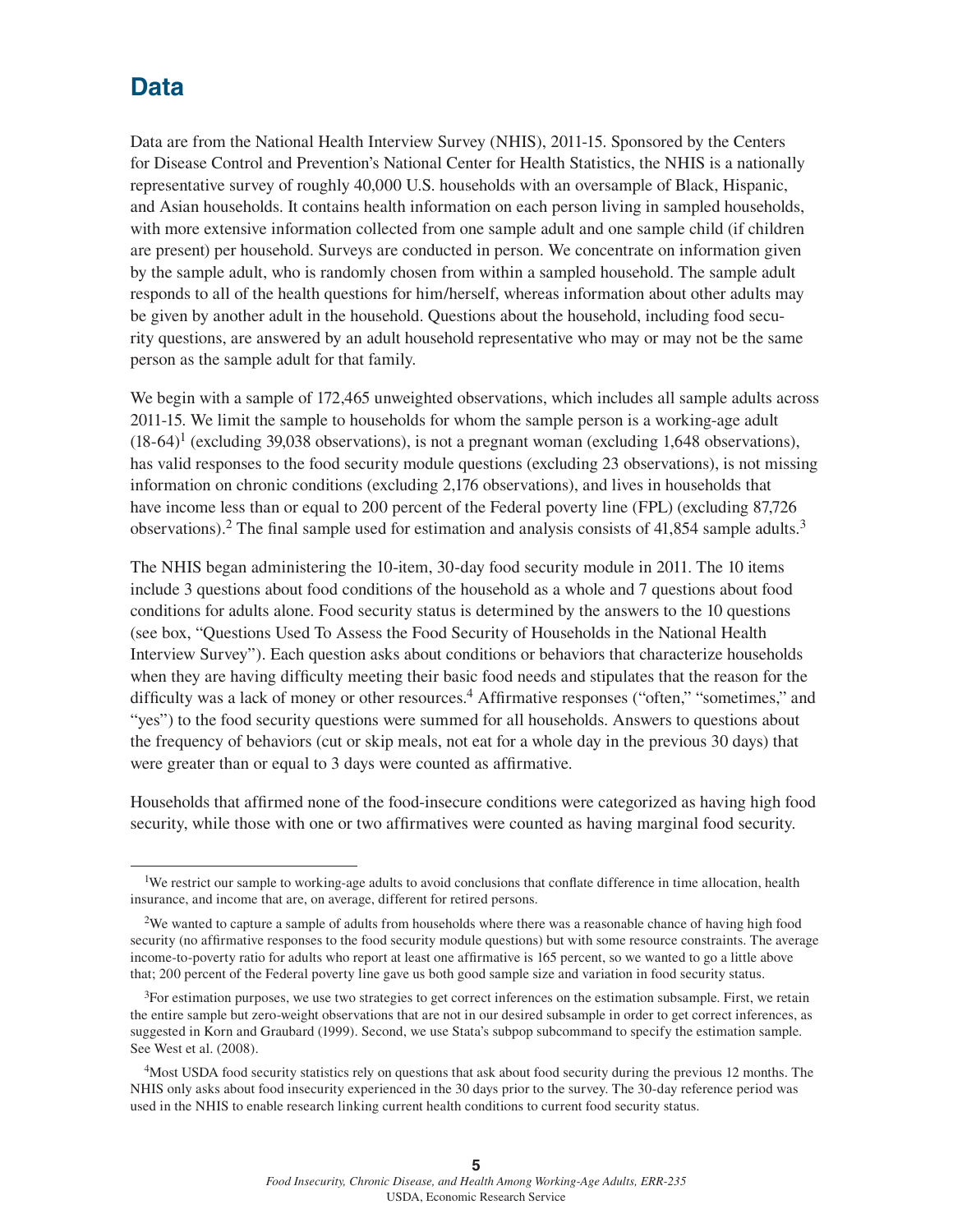## Data

Data are from the National Health Interview Survey (NHIS), 2011-15. Sponsored by the Centers for Disease Control and Prevention's National Center for Health Statistics, the NHIS is a nationally representative survey of roughly 40,000 U.S. households with an oversample of Black, Hispanic, and Asian households. It contains health information on each person living in sampled households, with more extensive information collected from one sample adult and one sample child (if children are present) per household. Surveys are conducted in person. We concentrate on information given by the sample adult, who is randomly chosen from within a sampled household. The sample adult responds to all of the health questions for him/herself, whereas information about other adults may be given by another adult in the household. Questions about the household, including food security questions, are answered by an adult household representative who may or may not be the same person as the sample adult for that family.

We begin with a sample of 172,465 unweighted observations, which includes all sample adults across 2011-15. We limit the sample to households for whom the sample person is a working-age adult (18-64)[1] (excluding 39,038 observations), is not a pregnant woman (excluding 1,648 observations), has valid responses to the food security module questions (excluding 23 observations), is not missing information on chronic conditions (excluding 2,176 observations), and lives in households that have income less than or equal to 200 percent of the Federal poverty line (FPL) (excluding 87,726 observations).[2] The final sample used for estimation and analysis consists of 41,854 sample adults.[3]

The NHIS began administering the 10-item, 30-day food security module in 2011. The 10 items include 3 questions about food conditions of the household as a whole and 7 questions about food conditions for adults alone. Food security status is determined by the answers to the 10 questions (see box, "Questions Used To Assess the Food Security of Households in the National Health Interview Survey"). Each question asks about conditions or behaviors that characterize households when they are having difficulty meeting their basic food needs and stipulates that the reason for the difficulty was a lack of money or other resources.[4] Affirmative responses ("often," "sometimes," and "yes") to the food security questions were summed for all households. Answers to questions about the frequency of behaviors (cut or skip meals, not eat for a whole day in the previous 30 days) that were greater than or equal to 3 days were counted as affirmative.

Households that affirmed none of the food-insecure conditions were categorized as having high food security, while those with one or two affirmatives were counted as having marginal food security.

---

[1] We restrict our sample to working-age adults to avoid conclusions that conflate difference in time allocation, health insurance, and income that are, on average, different for retired persons.

[2] We wanted to capture a sample of adults from households where there was a reasonable chance of having high food security (no affirmative responses to the food security module questions) but with some resource constraints. The average income-to-poverty ratio for adults who report at least one affirmative is 165 percent, so we wanted to go a little above that; 200 percent of the Federal poverty line gave us both good sample size and variation in food security status.

[3] For estimation purposes, we use two strategies to get correct inferences on the estimation subsample. First, we retain the entire sample but zero-weight observations that are not in our desired subsample in order to get correct inferences, as suggested in Korn and Graubard (1999). Second, we use Stata's subpop subcommand to specify the estimation sample. See West et al. (2008).

[4] Most USDA food security statistics rely on questions that ask about food security during the previous 12 months. The NHIS only asks about food insecurity experienced in the 30 days prior to the survey. The 30-day reference period was used in the NHIS to enable research linking current health conditions to current food security status.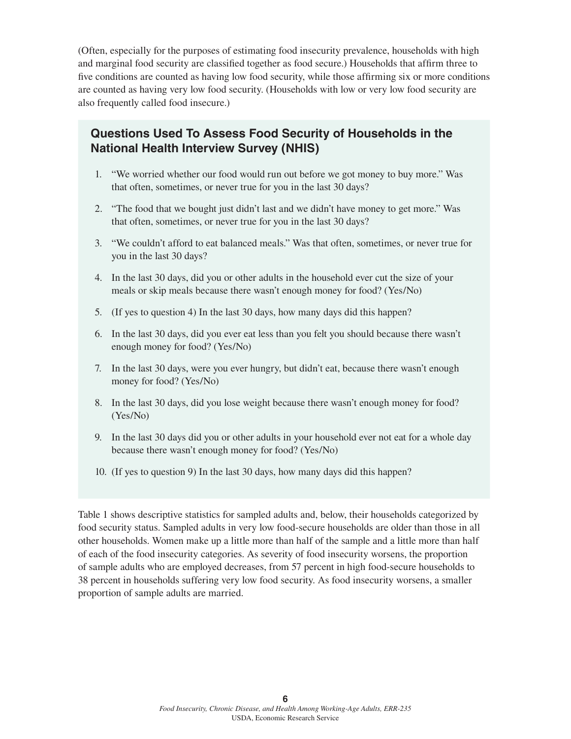(Often, especially for the purposes of estimating food insecurity prevalence, households with high and marginal food security are classified together as food secure.) Households that affirm three to five conditions are counted as having low food security, while those affirming six or more conditions are counted as having very low food security. (Households with low or very low food security are also frequently called food insecure.)

### Questions Used To Assess Food Security of Households in the National Health Interview Survey (NHIS)

1. "We worried whether our food would run out before we got money to buy more." Was that often, sometimes, or never true for you in the last 30 days?
2. "The food that we bought just didn't last and we didn't have money to get more." Was that often, sometimes, or never true for you in the last 30 days?
3. "We couldn't afford to eat balanced meals." Was that often, sometimes, or never true for you in the last 30 days?
4. In the last 30 days, did you or other adults in the household ever cut the size of your meals or skip meals because there wasn't enough money for food? (Yes/No)
5. (If yes to question 4) In the last 30 days, how many days did this happen?
6. In the last 30 days, did you ever eat less than you felt you should because there wasn't enough money for food? (Yes/No)
7. In the last 30 days, were you ever hungry, but didn't eat, because there wasn't enough money for food? (Yes/No)
8. In the last 30 days, did you lose weight because there wasn't enough money for food? (Yes/No)
9. In the last 30 days did you or other adults in your household ever not eat for a whole day because there wasn't enough money for food? (Yes/No)
10. (If yes to question 9) In the last 30 days, how many days did this happen?

Table 1 shows descriptive statistics for sampled adults and, below, their households categorized by food security status. Sampled adults in very low food-secure households are older than those in all other households. Women make up a little more than half of the sample and a little more than half of each of the food insecurity categories. As severity of food insecurity worsens, the proportion of sample adults who are employed decreases, from 57 percent in high food-secure households to 38 percent in households suffering very low food security. As food insecurity worsens, a smaller proportion of sample adults are married.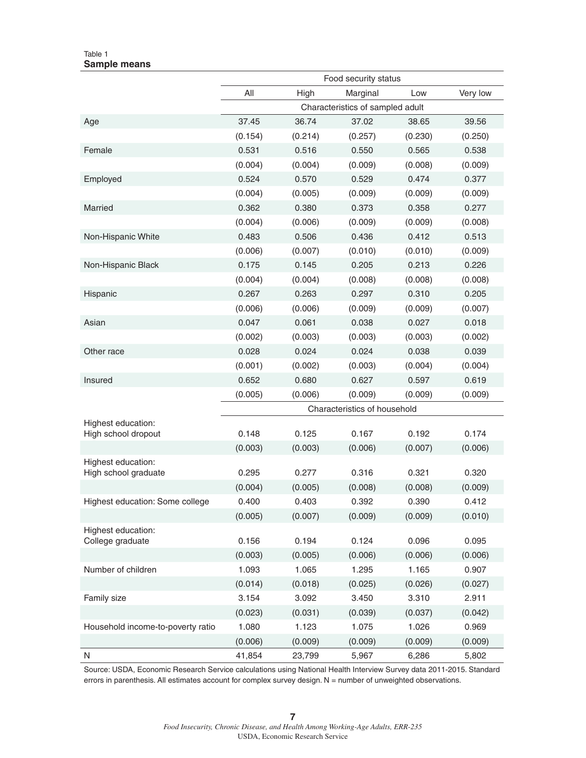Table 1
**Sample means**

| | Food security status | | | | |
|---|---|---|---|---|---|
| | All | High | Marginal | Low | Very low |
| | Characteristics of sampled adult | | | | |
| Age | 37.45 | 36.74 | 37.02 | 38.65 | 39.56 |
| | (0.154) | (0.214) | (0.257) | (0.230) | (0.250) |
| Female | 0.531 | 0.516 | 0.550 | 0.565 | 0.538 |
| | (0.004) | (0.004) | (0.009) | (0.008) | (0.009) |
| Employed | 0.524 | 0.570 | 0.529 | 0.474 | 0.377 |
| | (0.004) | (0.005) | (0.009) | (0.009) | (0.009) |
| Married | 0.362 | 0.380 | 0.373 | 0.358 | 0.277 |
| | (0.004) | (0.006) | (0.009) | (0.009) | (0.008) |
| Non-Hispanic White | 0.483 | 0.506 | 0.436 | 0.412 | 0.513 |
| | (0.006) | (0.007) | (0.010) | (0.010) | (0.009) |
| Non-Hispanic Black | 0.175 | 0.145 | 0.205 | 0.213 | 0.226 |
| | (0.004) | (0.004) | (0.008) | (0.008) | (0.008) |
| Hispanic | 0.267 | 0.263 | 0.297 | 0.310 | 0.205 |
| | (0.006) | (0.006) | (0.009) | (0.009) | (0.007) |
| Asian | 0.047 | 0.061 | 0.038 | 0.027 | 0.018 |
| | (0.002) | (0.003) | (0.003) | (0.003) | (0.002) |
| Other race | 0.028 | 0.024 | 0.024 | 0.038 | 0.039 |
| | (0.001) | (0.002) | (0.003) | (0.004) | (0.004) |
| Insured | 0.652 | 0.680 | 0.627 | 0.597 | 0.619 |
| | (0.005) | (0.006) | (0.009) | (0.009) | (0.009) |
| | Characteristics of household | | | | |
| Highest education: High school dropout | 0.148 | 0.125 | 0.167 | 0.192 | 0.174 |
| | (0.003) | (0.003) | (0.006) | (0.007) | (0.006) |
| Highest education: High school graduate | 0.295 | 0.277 | 0.316 | 0.321 | 0.320 |
| | (0.004) | (0.005) | (0.008) | (0.008) | (0.009) |
| Highest education: Some college | 0.400 | 0.403 | 0.392 | 0.390 | 0.412 |
| | (0.005) | (0.007) | (0.009) | (0.009) | (0.010) |
| Highest education: College graduate | 0.156 | 0.194 | 0.124 | 0.096 | 0.095 |
| | (0.003) | (0.005) | (0.006) | (0.006) | (0.006) |
| Number of children | 1.093 | 1.065 | 1.295 | 1.165 | 0.907 |
| | (0.014) | (0.018) | (0.025) | (0.026) | (0.027) |
| Family size | 3.154 | 3.092 | 3.450 | 3.310 | 2.911 |
| | (0.023) | (0.031) | (0.039) | (0.037) | (0.042) |
| Household income-to-poverty ratio | 1.080 | 1.123 | 1.075 | 1.026 | 0.969 |
| | (0.006) | (0.009) | (0.009) | (0.009) | (0.009) |
| N | 41,854 | 23,799 | 5,967 | 6,286 | 5,802 |

Source: USDA, Economic Research Service calculations using National Health Interview Survey data 2011-2015. Standard errors in parenthesis. All estimates account for complex survey design. N = number of unweighted observations.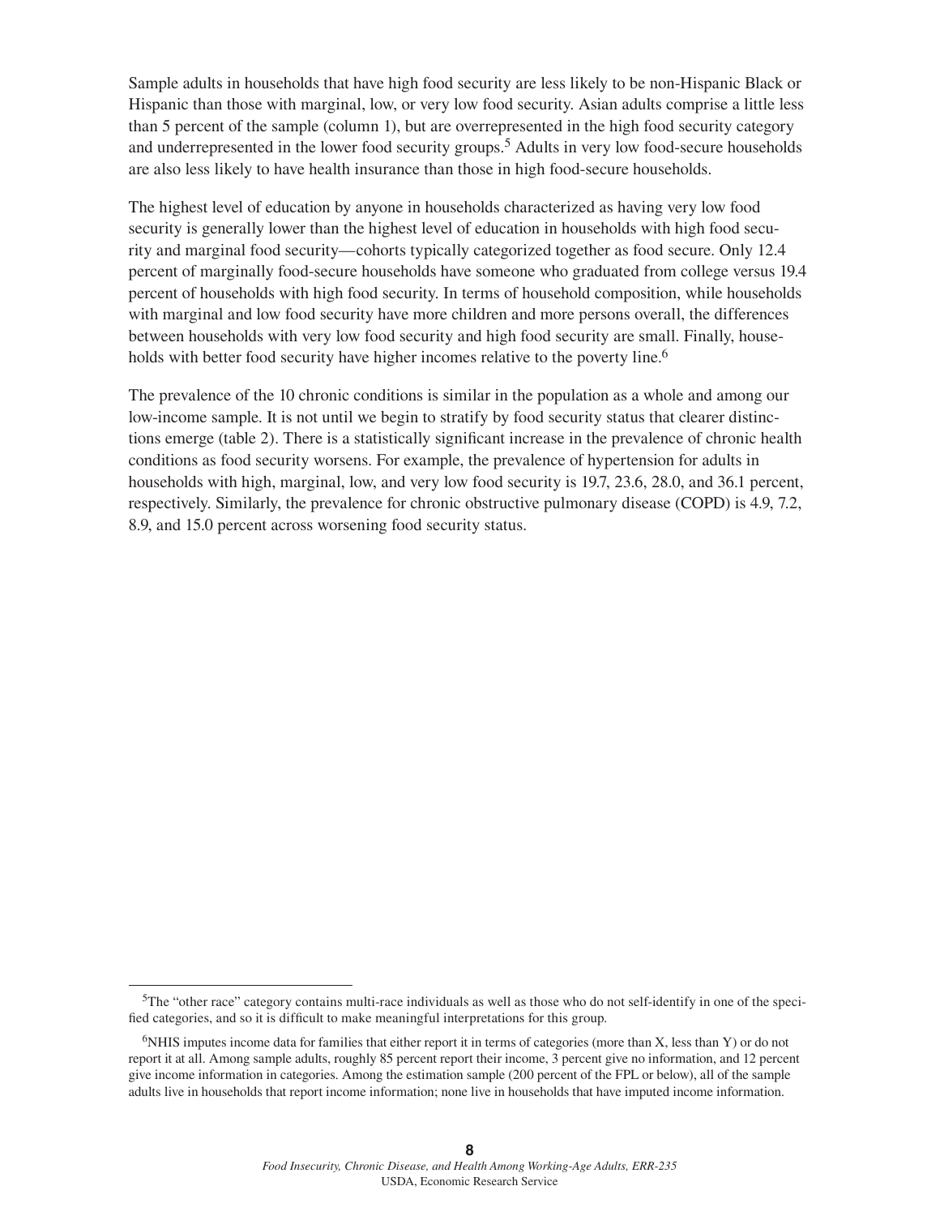Sample adults in households that have high food security are less likely to be non-Hispanic Black or Hispanic than those with marginal, low, or very low food security. Asian adults comprise a little less than 5 percent of the sample (column 1), but are overrepresented in the high food security category and underrepresented in the lower food security groups.[5] Adults in very low food-secure households are also less likely to have health insurance than those in high food-secure households.

The highest level of education by anyone in households characterized as having very low food security is generally lower than the highest level of education in households with high food security and marginal food security—cohorts typically categorized together as food secure. Only 12.4 percent of marginally food-secure households have someone who graduated from college versus 19.4 percent of households with high food security. In terms of household composition, while households with marginal and low food security have more children and more persons overall, the differences between households with very low food security and high food security are small. Finally, households with better food security have higher incomes relative to the poverty line.[6]

The prevalence of the 10 chronic conditions is similar in the population as a whole and among our low-income sample. It is not until we begin to stratify by food security status that clearer distinctions emerge (table 2). There is a statistically significant increase in the prevalence of chronic health conditions as food security worsens. For example, the prevalence of hypertension for adults in households with high, marginal, low, and very low food security is 19.7, 23.6, 28.0, and 36.1 percent, respectively. Similarly, the prevalence for chronic obstructive pulmonary disease (COPD) is 4.9, 7.2, 8.9, and 15.0 percent across worsening food security status.

[5]The "other race" category contains multi-race individuals as well as those who do not self-identify in one of the specified categories, and so it is difficult to make meaningful interpretations for this group.

[6]NHIS imputes income data for families that either report it in terms of categories (more than X, less than Y) or do not report it at all. Among sample adults, roughly 85 percent report their income, 3 percent give no information, and 12 percent give income information in categories. Among the estimation sample (200 percent of the FPL or below), all of the sample adults live in households that report income information; none live in households that have imputed income information.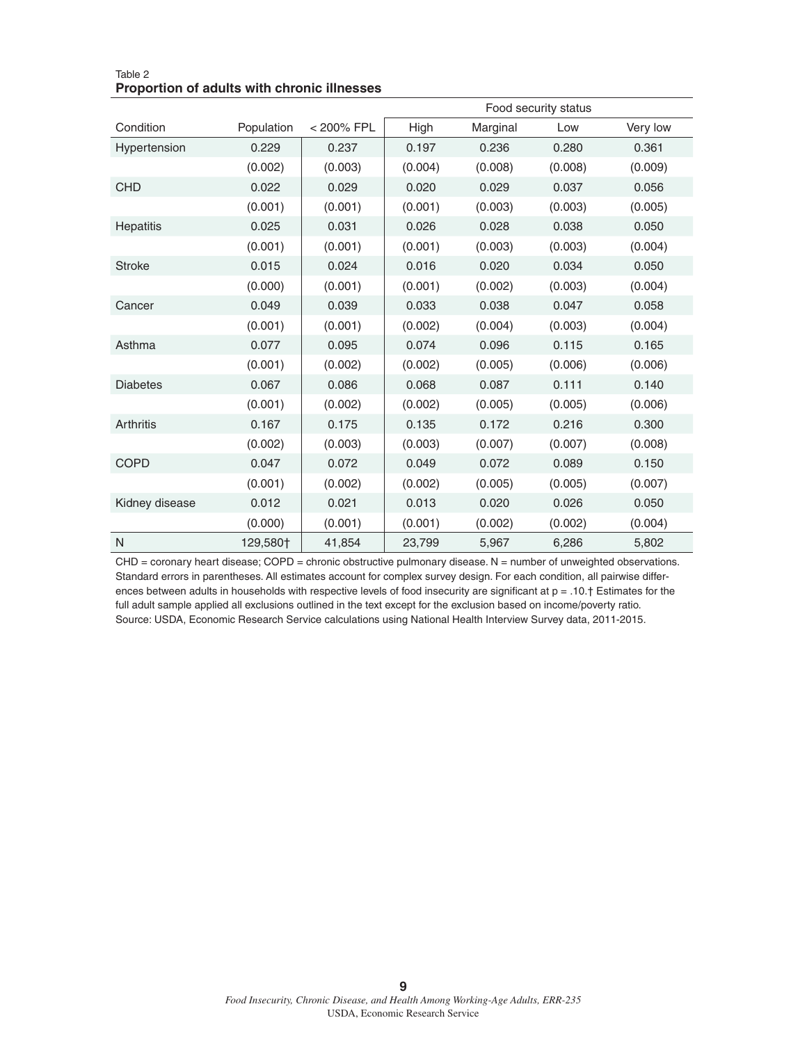Table 2

**Proportion of adults with chronic illnesses**

| Condition | Population | < 200% FPL | Food security status | | | |
|---|---|---|---|---|---|---|
| | | | High | Marginal | Low | Very low |
| Hypertension | 0.229 | 0.237 | 0.197 | 0.236 | 0.280 | 0.361 |
| | (0.002) | (0.003) | (0.004) | (0.008) | (0.008) | (0.009) |
| CHD | 0.022 | 0.029 | 0.020 | 0.029 | 0.037 | 0.056 |
| | (0.001) | (0.001) | (0.001) | (0.003) | (0.003) | (0.005) |
| Hepatitis | 0.025 | 0.031 | 0.026 | 0.028 | 0.038 | 0.050 |
| | (0.001) | (0.001) | (0.001) | (0.003) | (0.003) | (0.004) |
| Stroke | 0.015 | 0.024 | 0.016 | 0.020 | 0.034 | 0.050 |
| | (0.000) | (0.001) | (0.001) | (0.002) | (0.003) | (0.004) |
| Cancer | 0.049 | 0.039 | 0.033 | 0.038 | 0.047 | 0.058 |
| | (0.001) | (0.001) | (0.002) | (0.004) | (0.003) | (0.004) |
| Asthma | 0.077 | 0.095 | 0.074 | 0.096 | 0.115 | 0.165 |
| | (0.001) | (0.002) | (0.002) | (0.005) | (0.006) | (0.006) |
| Diabetes | 0.067 | 0.086 | 0.068 | 0.087 | 0.111 | 0.140 |
| | (0.001) | (0.002) | (0.002) | (0.005) | (0.005) | (0.006) |
| Arthritis | 0.167 | 0.175 | 0.135 | 0.172 | 0.216 | 0.300 |
| | (0.002) | (0.003) | (0.003) | (0.007) | (0.007) | (0.008) |
| COPD | 0.047 | 0.072 | 0.049 | 0.072 | 0.089 | 0.150 |
| | (0.001) | (0.002) | (0.002) | (0.005) | (0.005) | (0.007) |
| Kidney disease | 0.012 | 0.021 | 0.013 | 0.020 | 0.026 | 0.050 |
| | (0.000) | (0.001) | (0.001) | (0.002) | (0.002) | (0.004) |
| N | 129,580† | 41,854 | 23,799 | 5,967 | 6,286 | 5,802 |

CHD = coronary heart disease; COPD = chronic obstructive pulmonary disease. N = number of unweighted observations. Standard errors in parentheses. All estimates account for complex survey design. For each condition, all pairwise differences between adults in households with respective levels of food insecurity are significant at p = .10.† Estimates for the full adult sample applied all exclusions outlined in the text except for the exclusion based on income/poverty ratio.
Source: USDA, Economic Research Service calculations using National Health Interview Survey data, 2011-2015.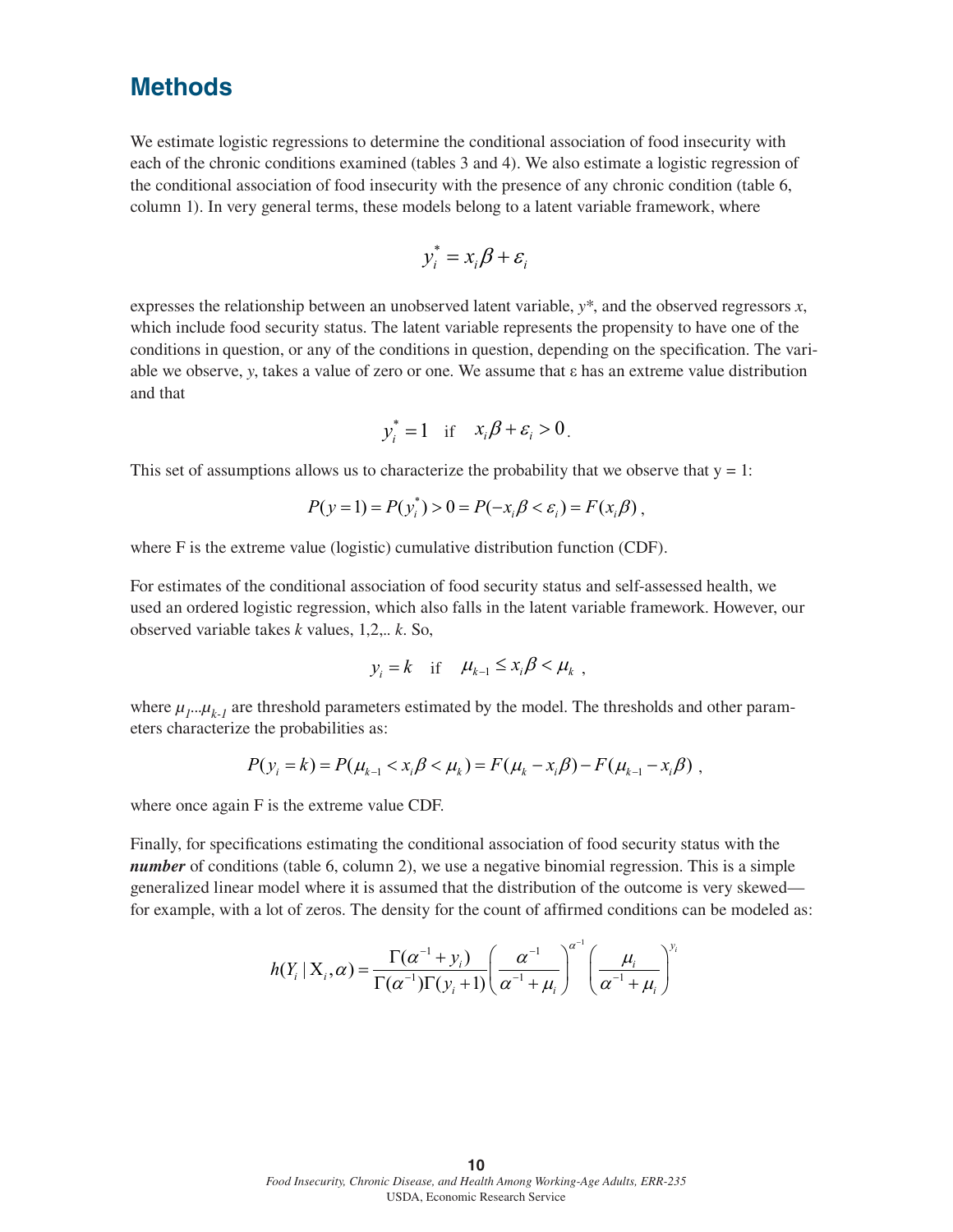## Methods

We estimate logistic regressions to determine the conditional association of food insecurity with each of the chronic conditions examined (tables 3 and 4). We also estimate a logistic regression of the conditional association of food insecurity with the presence of any chronic condition (table 6, column 1). In very general terms, these models belong to a latent variable framework, where

$$y_i^* = x_i\beta + \varepsilon_i$$

expresses the relationship between an unobserved latent variable, $y^*$, and the observed regressors $x$, which include food security status. The latent variable represents the propensity to have one of the conditions in question, or any of the conditions in question, depending on the specification. The variable we observe, $y$, takes a value of zero or one. We assume that ε has an extreme value distribution and that

$$y_i^* = 1 \quad \text{if} \quad x_i\beta + \varepsilon_i > 0.$$

This set of assumptions allows us to characterize the probability that we observe that y = 1:

$$P(y=1) = P(y_i^*) > 0 = P(-x_i\beta < \varepsilon_i) = F(x_i\beta),$$

where F is the extreme value (logistic) cumulative distribution function (CDF).

For estimates of the conditional association of food security status and self-assessed health, we used an ordered logistic regression, which also falls in the latent variable framework. However, our observed variable takes $k$ values, 1,2,.. $k$. So,

$$y_i = k \quad \text{if} \quad \mu_{k-1} \leq x_i\beta < \mu_k \ ,$$

where $\mu_1 ... \mu_{k-1}$ are threshold parameters estimated by the model. The thresholds and other parameters characterize the probabilities as:

$$P(y_i = k) = P(\mu_{k-1} < x_i\beta < \mu_k) = F(\mu_k - x_i\beta) - F(\mu_{k-1} - x_i\beta) \ ,$$

where once again F is the extreme value CDF.

Finally, for specifications estimating the conditional association of food security status with the ***number*** of conditions (table 6, column 2), we use a negative binomial regression. This is a simple generalized linear model where it is assumed that the distribution of the outcome is very skewed—for example, with a lot of zeros. The density for the count of affirmed conditions can be modeled as:

$$h(Y_i \mid \mathrm{X}_i, \alpha) = \frac{\Gamma(\alpha^{-1} + y_i)}{\Gamma(\alpha^{-1})\Gamma(y_i + 1)} \left( \frac{\alpha^{-1}}{\alpha^{-1} + \mu_i} \right)^{\alpha^{-1}} \left( \frac{\mu_i}{\alpha^{-1} + \mu_i} \right)^{y_i}$$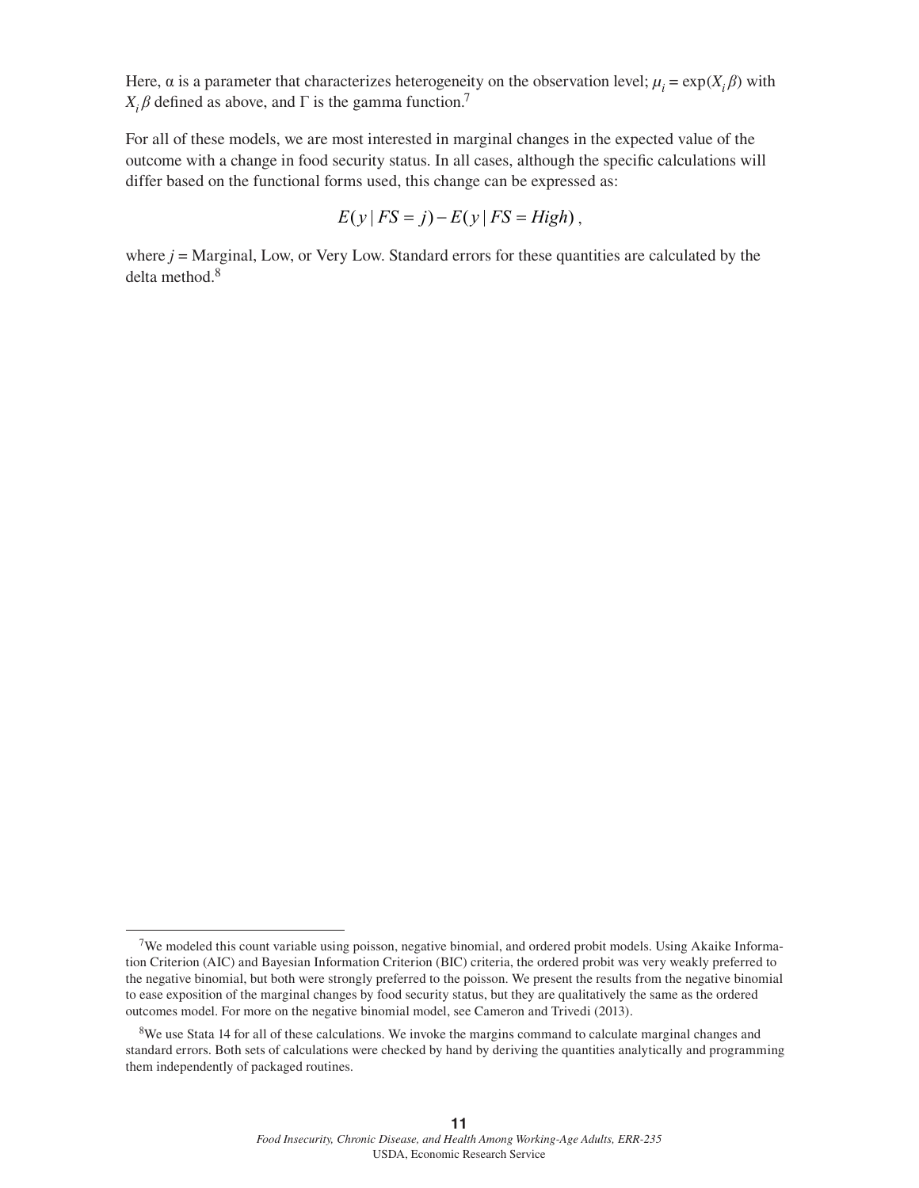Here, α is a parameter that characterizes heterogeneity on the observation level; $\mu_i = \exp(X_i \beta)$ with $X_i \beta$ defined as above, and Γ is the gamma function.[7]

For all of these models, we are most interested in marginal changes in the expected value of the outcome with a change in food security status. In all cases, although the specific calculations will differ based on the functional forms used, this change can be expressed as:

$$E(y \mid FS = j) - E(y \mid FS = High),$$

where $j$ = Marginal, Low, or Very Low. Standard errors for these quantities are calculated by the delta method.[8]

---

[7]We modeled this count variable using poisson, negative binomial, and ordered probit models. Using Akaike Information Criterion (AIC) and Bayesian Information Criterion (BIC) criteria, the ordered probit was very weakly preferred to the negative binomial, but both were strongly preferred to the poisson. We present the results from the negative binomial to ease exposition of the marginal changes by food security status, but they are qualitatively the same as the ordered outcomes model. For more on the negative binomial model, see Cameron and Trivedi (2013).

[8]We use Stata 14 for all of these calculations. We invoke the margins command to calculate marginal changes and standard errors. Both sets of calculations were checked by hand by deriving the quantities analytically and programming them independently of packaged routines.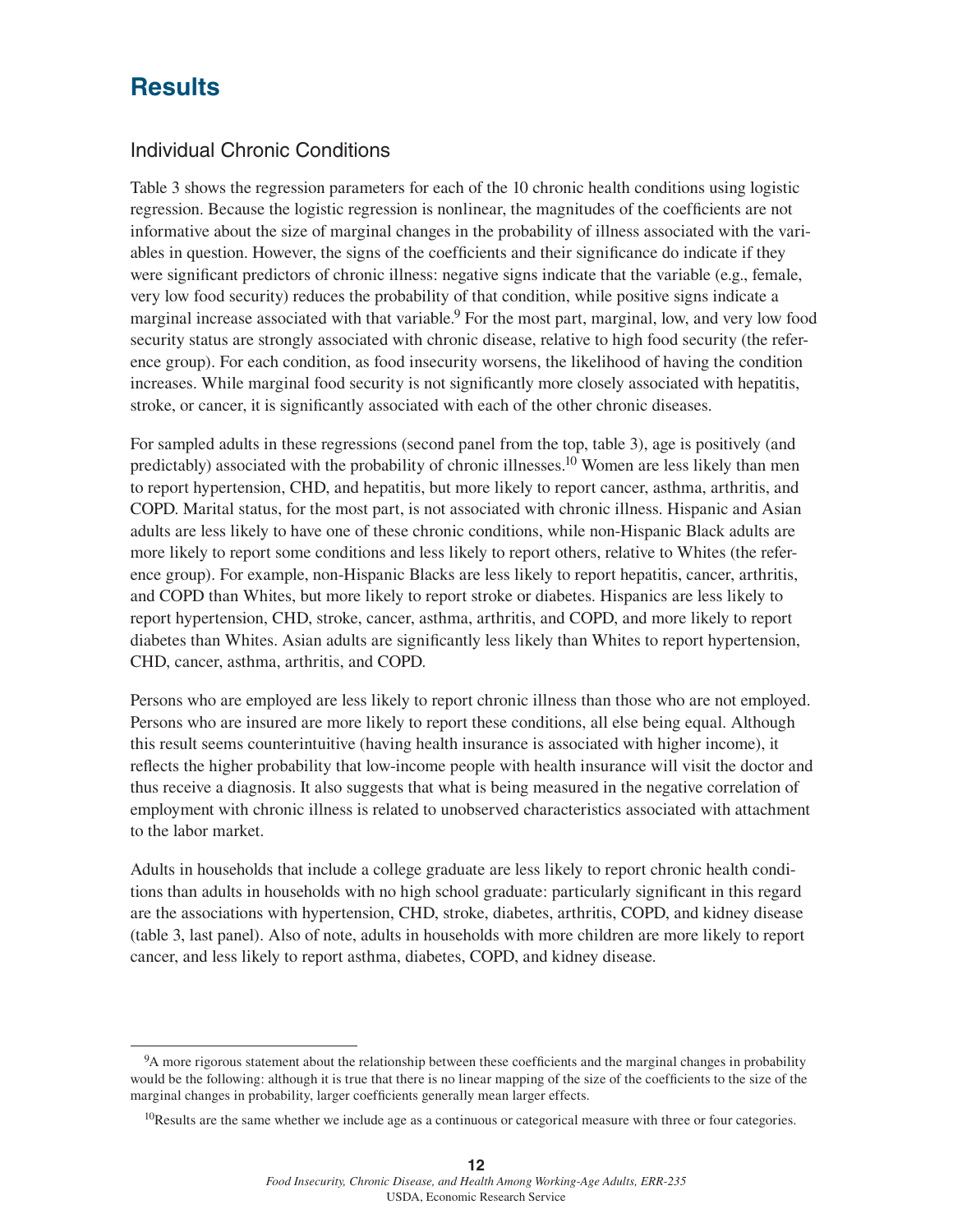# Results

## Individual Chronic Conditions

Table 3 shows the regression parameters for each of the 10 chronic health conditions using logistic regression. Because the logistic regression is nonlinear, the magnitudes of the coefficients are not informative about the size of marginal changes in the probability of illness associated with the variables in question. However, the signs of the coefficients and their significance do indicate if they were significant predictors of chronic illness: negative signs indicate that the variable (e.g., female, very low food security) reduces the probability of that condition, while positive signs indicate a marginal increase associated with that variable.[9] For the most part, marginal, low, and very low food security status are strongly associated with chronic disease, relative to high food security (the reference group). For each condition, as food insecurity worsens, the likelihood of having the condition increases. While marginal food security is not significantly more closely associated with hepatitis, stroke, or cancer, it is significantly associated with each of the other chronic diseases.

For sampled adults in these regressions (second panel from the top, table 3), age is positively (and predictably) associated with the probability of chronic illnesses.[10] Women are less likely than men to report hypertension, CHD, and hepatitis, but more likely to report cancer, asthma, arthritis, and COPD. Marital status, for the most part, is not associated with chronic illness. Hispanic and Asian adults are less likely to have one of these chronic conditions, while non-Hispanic Black adults are more likely to report some conditions and less likely to report others, relative to Whites (the reference group). For example, non-Hispanic Blacks are less likely to report hepatitis, cancer, arthritis, and COPD than Whites, but more likely to report stroke or diabetes. Hispanics are less likely to report hypertension, CHD, stroke, cancer, asthma, arthritis, and COPD, and more likely to report diabetes than Whites. Asian adults are significantly less likely than Whites to report hypertension, CHD, cancer, asthma, arthritis, and COPD.

Persons who are employed are less likely to report chronic illness than those who are not employed. Persons who are insured are more likely to report these conditions, all else being equal. Although this result seems counterintuitive (having health insurance is associated with higher income), it reflects the higher probability that low-income people with health insurance will visit the doctor and thus receive a diagnosis. It also suggests that what is being measured in the negative correlation of employment with chronic illness is related to unobserved characteristics associated with attachment to the labor market.

Adults in households that include a college graduate are less likely to report chronic health conditions than adults in households with no high school graduate: particularly significant in this regard are the associations with hypertension, CHD, stroke, diabetes, arthritis, COPD, and kidney disease (table 3, last panel). Also of note, adults in households with more children are more likely to report cancer, and less likely to report asthma, diabetes, COPD, and kidney disease.

---

[9] A more rigorous statement about the relationship between these coefficients and the marginal changes in probability would be the following: although it is true that there is no linear mapping of the size of the coefficients to the size of the marginal changes in probability, larger coefficients generally mean larger effects.

[10] Results are the same whether we include age as a continuous or categorical measure with three or four categories.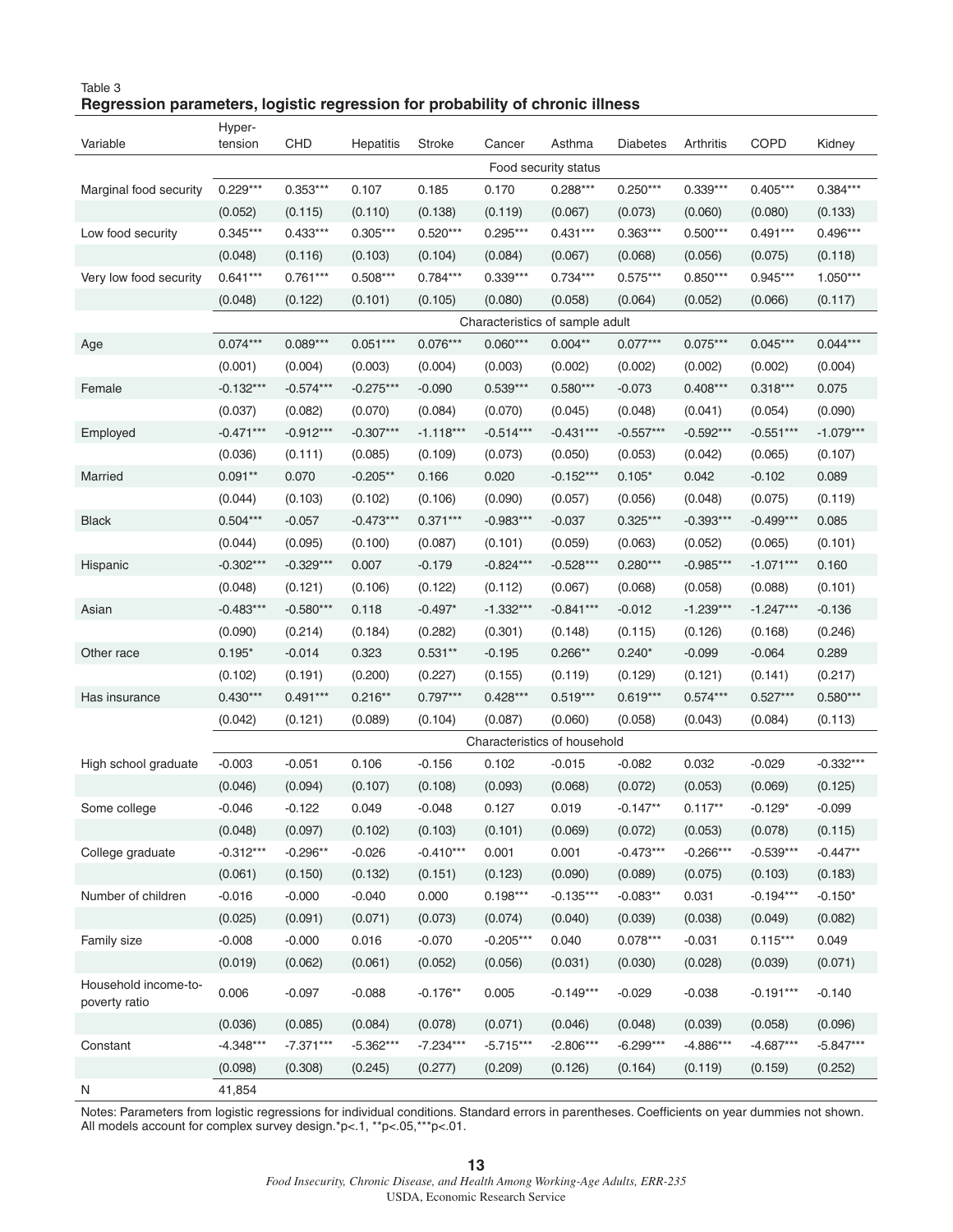Table 3
**Regression parameters, logistic regression for probability of chronic illness**

| Variable | Hyper-tension | CHD | Hepatitis | Stroke | Cancer | Asthma | Diabetes | Arthritis | COPD | Kidney |
|---|---|---|---|---|---|---|---|---|---|---|
| | | | | | Food security status | | | | | |
| Marginal food security | 0.229*** | 0.353*** | 0.107 | 0.185 | 0.170 | 0.288*** | 0.250*** | 0.339*** | 0.405*** | 0.384*** |
| | (0.052) | (0.115) | (0.110) | (0.138) | (0.119) | (0.067) | (0.073) | (0.060) | (0.080) | (0.133) |
| Low food security | 0.345*** | 0.433*** | 0.305*** | 0.520*** | 0.295*** | 0.431*** | 0.363*** | 0.500*** | 0.491*** | 0.496*** |
| | (0.048) | (0.116) | (0.103) | (0.104) | (0.084) | (0.067) | (0.068) | (0.056) | (0.075) | (0.118) |
| Very low food security | 0.641*** | 0.761*** | 0.508*** | 0.784*** | 0.339*** | 0.734*** | 0.575*** | 0.850*** | 0.945*** | 1.050*** |
| | (0.048) | (0.122) | (0.101) | (0.105) | (0.080) | (0.058) | (0.064) | (0.052) | (0.066) | (0.117) |
| | | | | | Characteristics of sample adult | | | | | |
| Age | 0.074*** | 0.089*** | 0.051*** | 0.076*** | 0.060*** | 0.004** | 0.077*** | 0.075*** | 0.045*** | 0.044*** |
| | (0.001) | (0.004) | (0.003) | (0.004) | (0.003) | (0.002) | (0.002) | (0.002) | (0.002) | (0.004) |
| Female | -0.132*** | -0.574*** | -0.275*** | -0.090 | 0.539*** | 0.580*** | -0.073 | 0.408*** | 0.318*** | 0.075 |
| | (0.037) | (0.082) | (0.070) | (0.084) | (0.070) | (0.045) | (0.048) | (0.041) | (0.054) | (0.090) |
| Employed | -0.471*** | -0.912*** | -0.307*** | -1.118*** | -0.514*** | -0.431*** | -0.557*** | -0.592*** | -0.551*** | -1.079*** |
| | (0.036) | (0.111) | (0.085) | (0.109) | (0.073) | (0.050) | (0.053) | (0.042) | (0.065) | (0.107) |
| Married | 0.091** | 0.070 | -0.205** | 0.166 | 0.020 | -0.152*** | 0.105* | 0.042 | -0.102 | 0.089 |
| | (0.044) | (0.103) | (0.102) | (0.106) | (0.090) | (0.057) | (0.056) | (0.048) | (0.075) | (0.119) |
| Black | 0.504*** | -0.057 | -0.473*** | 0.371*** | -0.983*** | -0.037 | 0.325*** | -0.393*** | -0.499*** | 0.085 |
| | (0.044) | (0.095) | (0.100) | (0.087) | (0.101) | (0.059) | (0.063) | (0.052) | (0.065) | (0.101) |
| Hispanic | -0.302*** | -0.329*** | 0.007 | -0.179 | -0.824*** | -0.528*** | 0.280*** | -0.985*** | -1.071*** | 0.160 |
| | (0.048) | (0.121) | (0.106) | (0.122) | (0.112) | (0.067) | (0.068) | (0.058) | (0.088) | (0.101) |
| Asian | -0.483*** | -0.580*** | 0.118 | -0.497* | -1.332*** | -0.841*** | -0.012 | -1.239*** | -1.247*** | -0.136 |
| | (0.090) | (0.214) | (0.184) | (0.282) | (0.301) | (0.148) | (0.115) | (0.126) | (0.168) | (0.246) |
| Other race | 0.195* | -0.014 | 0.323 | 0.531** | -0.195 | 0.266** | 0.240* | -0.099 | -0.064 | 0.289 |
| | (0.102) | (0.191) | (0.200) | (0.227) | (0.155) | (0.119) | (0.129) | (0.121) | (0.141) | (0.217) |
| Has insurance | 0.430*** | 0.491*** | 0.216** | 0.797*** | 0.428*** | 0.519*** | 0.619*** | 0.574*** | 0.527*** | 0.580*** |
| | (0.042) | (0.121) | (0.089) | (0.104) | (0.087) | (0.060) | (0.058) | (0.043) | (0.084) | (0.113) |
| | | | | | Characteristics of household | | | | | |
| High school graduate | -0.003 | -0.051 | 0.106 | -0.156 | 0.102 | -0.015 | -0.082 | 0.032 | -0.029 | -0.332*** |
| | (0.046) | (0.094) | (0.107) | (0.108) | (0.093) | (0.068) | (0.072) | (0.053) | (0.069) | (0.125) |
| Some college | -0.046 | -0.122 | 0.049 | -0.048 | 0.127 | 0.019 | -0.147** | 0.117** | -0.129* | -0.099 |
| | (0.048) | (0.097) | (0.102) | (0.103) | (0.101) | (0.069) | (0.072) | (0.053) | (0.078) | (0.115) |
| College graduate | -0.312*** | -0.296** | -0.026 | -0.410*** | 0.001 | 0.001 | -0.473*** | -0.266*** | -0.539*** | -0.447** |
| | (0.061) | (0.150) | (0.132) | (0.151) | (0.123) | (0.090) | (0.089) | (0.075) | (0.103) | (0.183) |
| Number of children | -0.016 | -0.000 | -0.040 | 0.000 | 0.198*** | -0.135*** | -0.083** | 0.031 | -0.194*** | -0.150* |
| | (0.025) | (0.091) | (0.071) | (0.073) | (0.074) | (0.040) | (0.039) | (0.038) | (0.049) | (0.082) |
| Family size | -0.008 | -0.000 | 0.016 | -0.070 | -0.205*** | 0.040 | 0.078*** | -0.031 | 0.115*** | 0.049 |
| | (0.019) | (0.062) | (0.061) | (0.052) | (0.056) | (0.031) | (0.030) | (0.028) | (0.039) | (0.071) |
| Household income-to-poverty ratio | 0.006 | -0.097 | -0.088 | -0.176** | 0.005 | -0.149*** | -0.029 | -0.038 | -0.191*** | -0.140 |
| | (0.036) | (0.085) | (0.084) | (0.078) | (0.071) | (0.046) | (0.048) | (0.039) | (0.058) | (0.096) |
| Constant | -4.348*** | -7.371*** | -5.362*** | -7.234*** | -5.715*** | -2.806*** | -6.299*** | -4.886*** | -4.687*** | -5.847*** |
| | (0.098) | (0.308) | (0.245) | (0.277) | (0.209) | (0.126) | (0.164) | (0.119) | (0.159) | (0.252) |
| N | 41,854 | | | | | | | | | |

Notes: Parameters from logistic regressions for individual conditions. Standard errors in parentheses. Coefficients on year dummies not shown. All models account for complex survey design.*p<.1, **p<.05,***p<.01.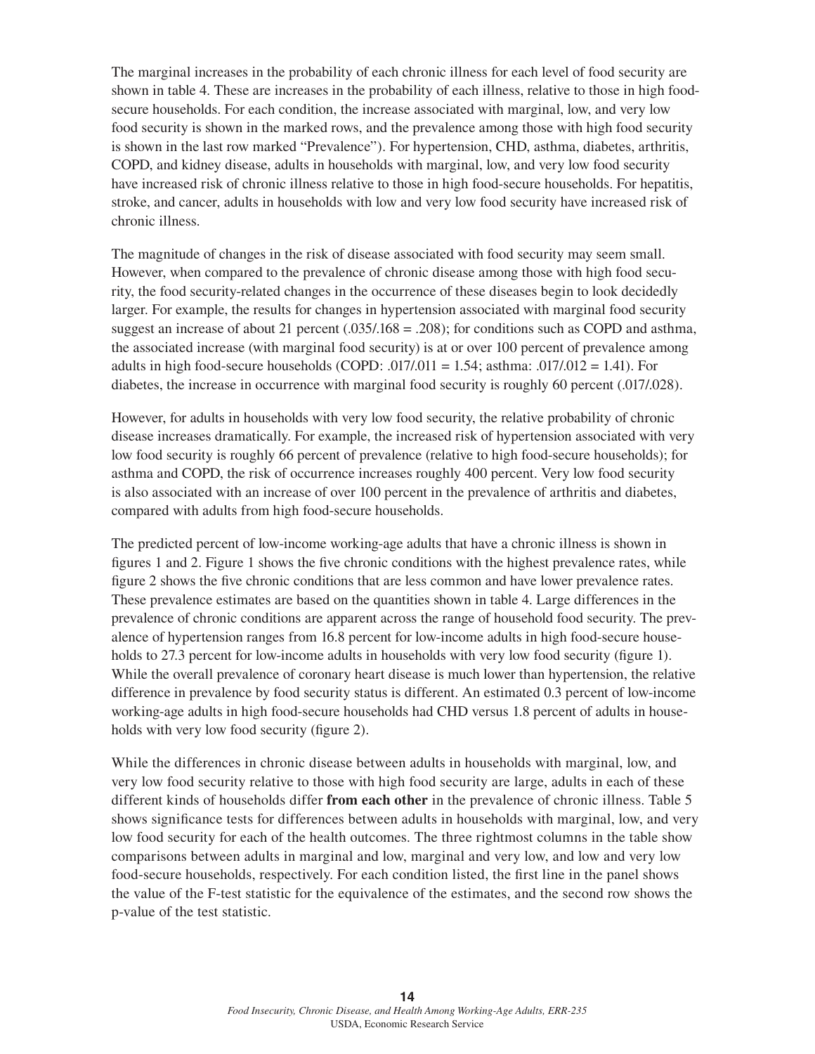The marginal increases in the probability of each chronic illness for each level of food security are shown in table 4. These are increases in the probability of each illness, relative to those in high food-secure households. For each condition, the increase associated with marginal, low, and very low food security is shown in the marked rows, and the prevalence among those with high food security is shown in the last row marked "Prevalence"). For hypertension, CHD, asthma, diabetes, arthritis, COPD, and kidney disease, adults in households with marginal, low, and very low food security have increased risk of chronic illness relative to those in high food-secure households. For hepatitis, stroke, and cancer, adults in households with low and very low food security have increased risk of chronic illness.

The magnitude of changes in the risk of disease associated with food security may seem small. However, when compared to the prevalence of chronic disease among those with high food security, the food security-related changes in the occurrence of these diseases begin to look decidedly larger. For example, the results for changes in hypertension associated with marginal food security suggest an increase of about 21 percent (.035/.168 = .208); for conditions such as COPD and asthma, the associated increase (with marginal food security) is at or over 100 percent of prevalence among adults in high food-secure households (COPD: .017/.011 = 1.54; asthma: .017/.012 = 1.41). For diabetes, the increase in occurrence with marginal food security is roughly 60 percent (.017/.028).

However, for adults in households with very low food security, the relative probability of chronic disease increases dramatically. For example, the increased risk of hypertension associated with very low food security is roughly 66 percent of prevalence (relative to high food-secure households); for asthma and COPD, the risk of occurrence increases roughly 400 percent. Very low food security is also associated with an increase of over 100 percent in the prevalence of arthritis and diabetes, compared with adults from high food-secure households.

The predicted percent of low-income working-age adults that have a chronic illness is shown in figures 1 and 2. Figure 1 shows the five chronic conditions with the highest prevalence rates, while figure 2 shows the five chronic conditions that are less common and have lower prevalence rates. These prevalence estimates are based on the quantities shown in table 4. Large differences in the prevalence of chronic conditions are apparent across the range of household food security. The prevalence of hypertension ranges from 16.8 percent for low-income adults in high food-secure households to 27.3 percent for low-income adults in households with very low food security (figure 1). While the overall prevalence of coronary heart disease is much lower than hypertension, the relative difference in prevalence by food security status is different. An estimated 0.3 percent of low-income working-age adults in high food-secure households had CHD versus 1.8 percent of adults in households with very low food security (figure 2).

While the differences in chronic disease between adults in households with marginal, low, and very low food security relative to those with high food security are large, adults in each of these different kinds of households differ **from each other** in the prevalence of chronic illness. Table 5 shows significance tests for differences between adults in households with marginal, low, and very low food security for each of the health outcomes. The three rightmost columns in the table show comparisons between adults in marginal and low, marginal and very low, and low and very low food-secure households, respectively. For each condition listed, the first line in the panel shows the value of the F-test statistic for the equivalence of the estimates, and the second row shows the p-value of the test statistic.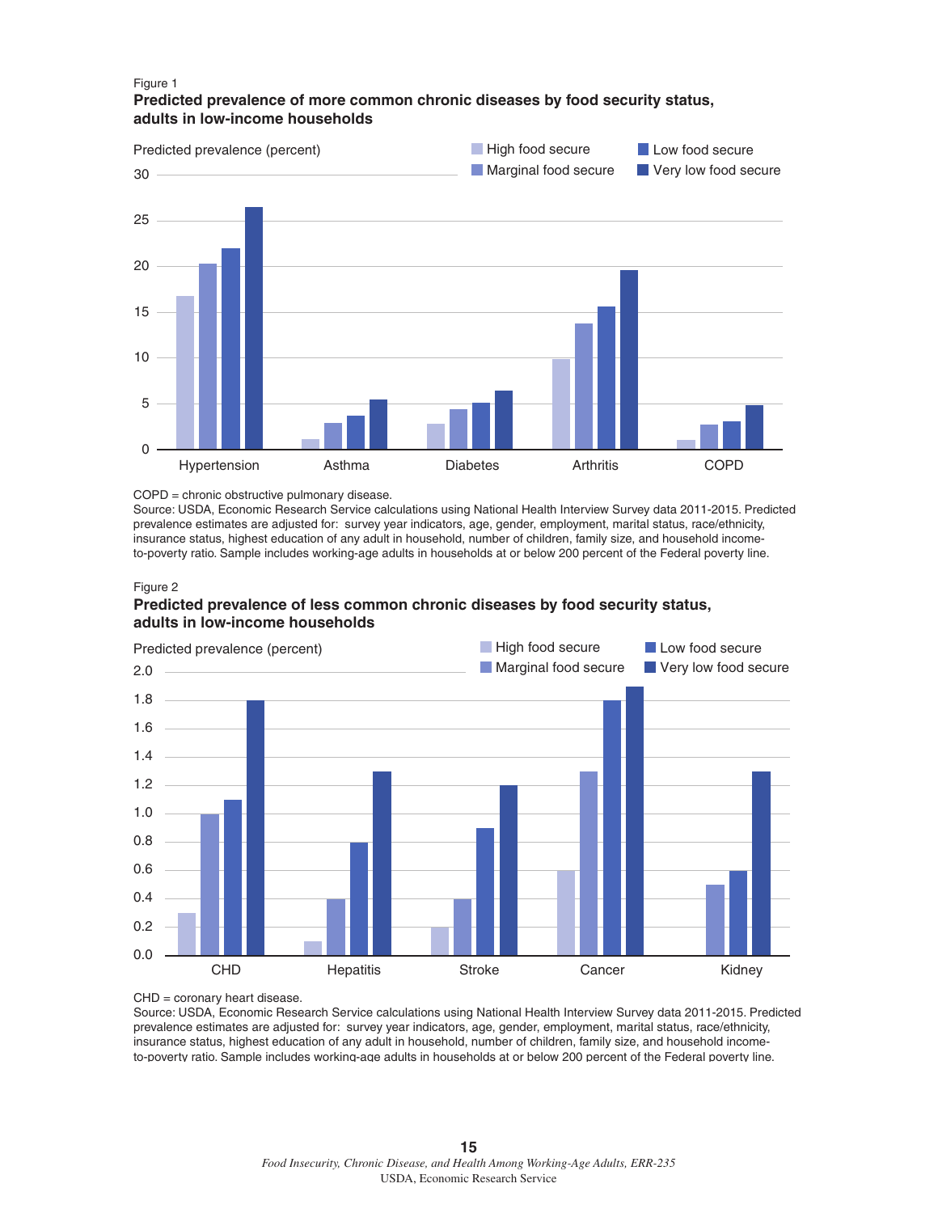Figure 1

**Predicted prevalence of more common chronic diseases by food security status, adults in low-income households**

COPD = chronic obstructive pulmonary disease.

Source: USDA, Economic Research Service calculations using National Health Interview Survey data 2011-2015. Predicted prevalence estimates are adjusted for: survey year indicators, age, gender, employment, marital status, race/ethnicity, insurance status, highest education of any adult in household, number of children, family size, and household income-to-poverty ratio. Sample includes working-age adults in households at or below 200 percent of the Federal poverty line.

Figure 2

**Predicted prevalence of less common chronic diseases by food security status, adults in low-income households**

CHD = coronary heart disease.

Source: USDA, Economic Research Service calculations using National Health Interview Survey data 2011-2015. Predicted prevalence estimates are adjusted for: survey year indicators, age, gender, employment, marital status, race/ethnicity, insurance status, highest education of any adult in household, number of children, family size, and household income-to-poverty ratio. Sample includes working-age adults in households at or below 200 percent of the Federal poverty line.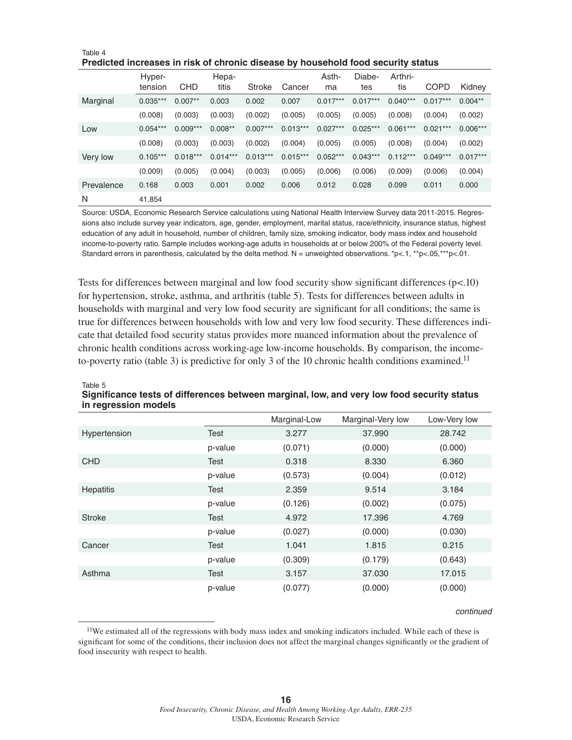Table 4

**Predicted increases in risk of chronic disease by household food security status**

| | Hyper-tension | CHD | Hepa-titis | Stroke | Cancer | Asth-ma | Diabe-tes | Arthri-tis | COPD | Kidney |
|---|---|---|---|---|---|---|---|---|---|---|
| Marginal | 0.035*** | 0.007** | 0.003 | 0.002 | 0.007 | 0.017*** | 0.017*** | 0.040*** | 0.017*** | 0.004** |
| | (0.008) | (0.003) | (0.003) | (0.002) | (0.005) | (0.005) | (0.005) | (0.008) | (0.004) | (0.002) |
| Low | 0.054*** | 0.009*** | 0.008** | 0.007*** | 0.013*** | 0.027*** | 0.025*** | 0.061*** | 0.021*** | 0.006*** |
| | (0.008) | (0.003) | (0.003) | (0.002) | (0.004) | (0.005) | (0.005) | (0.008) | (0.004) | (0.002) |
| Very low | 0.105*** | 0.018*** | 0.014*** | 0.013*** | 0.015*** | 0.052*** | 0.043*** | 0.112*** | 0.049*** | 0.017*** |
| | (0.009) | (0.005) | (0.004) | (0.003) | (0.005) | (0.006) | (0.006) | (0.009) | (0.006) | (0.004) |
| Prevalence | 0.168 | 0.003 | 0.001 | 0.002 | 0.006 | 0.012 | 0.028 | 0.099 | 0.011 | 0.000 |
| N | 41,854 | | | | | | | | | |

Source: USDA, Economic Research Service calculations using National Health Interview Survey data 2011-2015. Regressions also include survey year indicators, age, gender, employment, marital status, race/ethnicity, insurance status, highest education of any adult in household, number of children, family size, smoking indicator, body mass index and household income-to-poverty ratio. Sample includes working-age adults in households at or below 200% of the Federal poverty level. Standard errors in parenthesis, calculated by the delta method. N = unweighted observations. *p<.1, **p<.05,***p<.01.

Tests for differences between marginal and low food security show significant differences (p<.10) for hypertension, stroke, asthma, and arthritis (table 5). Tests for differences between adults in households with marginal and very low food security are significant for all conditions; the same is true for differences between households with low and very low food security. These differences indicate that detailed food security status provides more nuanced information about the prevalence of chronic health conditions across working-age low-income households. By comparison, the income-to-poverty ratio (table 3) is predictive for only 3 of the 10 chronic health conditions examined.[11]

Table 5

**Significance tests of differences between marginal, low, and very low food security status in regression models**

| | | Marginal-Low | Marginal-Very low | Low-Very low |
|---|---|---|---|---|
| Hypertension | Test | 3.277 | 37.990 | 28.742 |
| | p-value | (0.071) | (0.000) | (0.000) |
| CHD | Test | 0.318 | 8.330 | 6.360 |
| | p-value | (0.573) | (0.004) | (0.012) |
| Hepatitis | Test | 2.359 | 9.514 | 3.184 |
| | p-value | (0.126) | (0.002) | (0.075) |
| Stroke | Test | 4.972 | 17.396 | 4.769 |
| | p-value | (0.027) | (0.000) | (0.030) |
| Cancer | Test | 1.041 | 1.815 | 0.215 |
| | p-value | (0.309) | (0.179) | (0.643) |
| Asthma | Test | 3.157 | 37.030 | 17.015 |
| | p-value | (0.077) | (0.000) | (0.000) |

*continued*

[11]We estimated all of the regressions with body mass index and smoking indicators included. While each of these is significant for some of the conditions, their inclusion does not affect the marginal changes significantly or the gradient of food insecurity with respect to health.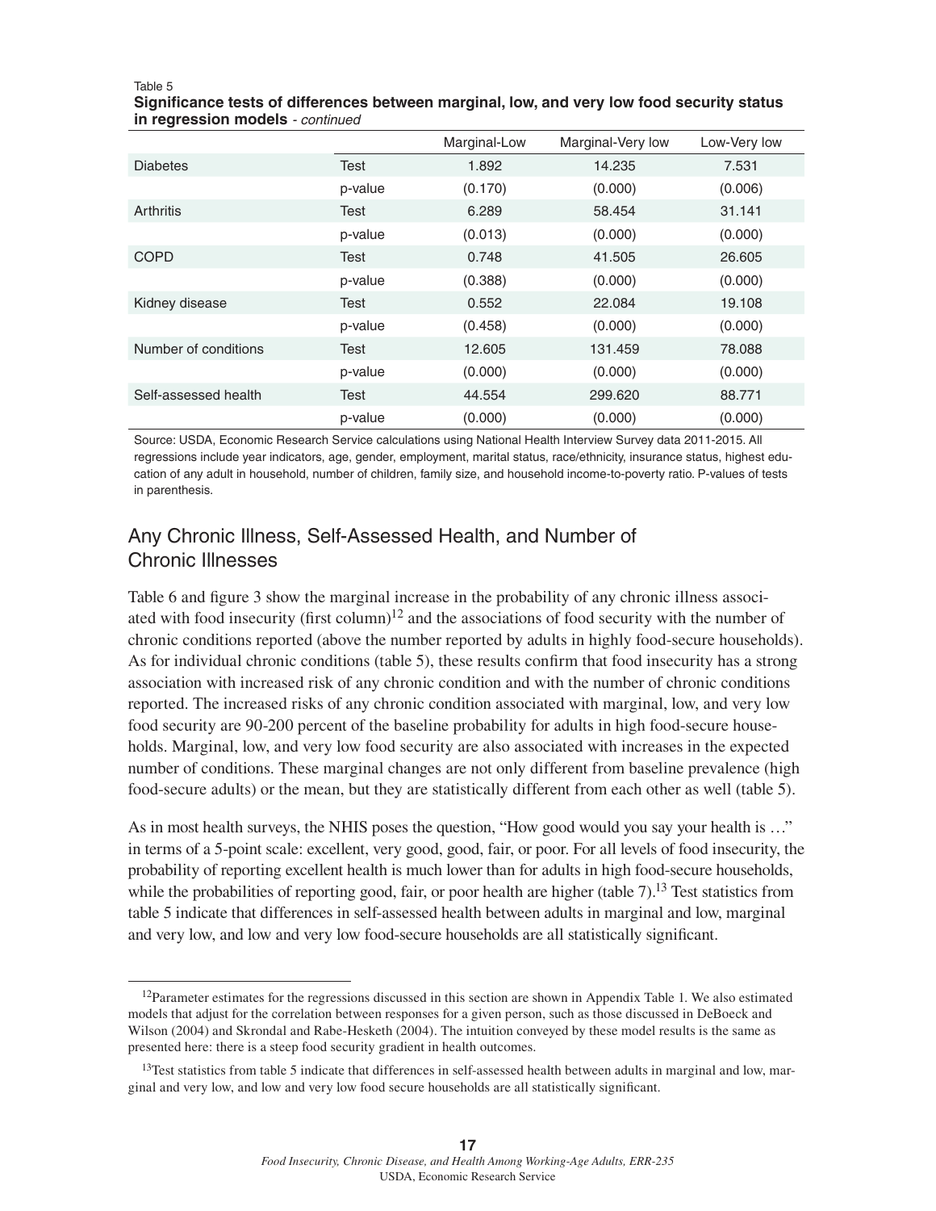Table 5

**Significance tests of differences between marginal, low, and very low food security status in regression models** - *continued*

| | | Marginal-Low | Marginal-Very low | Low-Very low |
|---|---|---|---|---|
| Diabetes | Test | 1.892 | 14.235 | 7.531 |
| | p-value | (0.170) | (0.000) | (0.006) |
| Arthritis | Test | 6.289 | 58.454 | 31.141 |
| | p-value | (0.013) | (0.000) | (0.000) |
| COPD | Test | 0.748 | 41.505 | 26.605 |
| | p-value | (0.388) | (0.000) | (0.000) |
| Kidney disease | Test | 0.552 | 22.084 | 19.108 |
| | p-value | (0.458) | (0.000) | (0.000) |
| Number of conditions | Test | 12.605 | 131.459 | 78.088 |
| | p-value | (0.000) | (0.000) | (0.000) |
| Self-assessed health | Test | 44.554 | 299.620 | 88.771 |
| | p-value | (0.000) | (0.000) | (0.000) |

Source: USDA, Economic Research Service calculations using National Health Interview Survey data 2011-2015. All regressions include year indicators, age, gender, employment, marital status, race/ethnicity, insurance status, highest education of any adult in household, number of children, family size, and household income-to-poverty ratio. P-values of tests in parenthesis.

## Any Chronic Illness, Self-Assessed Health, and Number of Chronic Illnesses

Table 6 and figure 3 show the marginal increase in the probability of any chronic illness associated with food insecurity (first column)[12] and the associations of food security with the number of chronic conditions reported (above the number reported by adults in highly food-secure households). As for individual chronic conditions (table 5), these results confirm that food insecurity has a strong association with increased risk of any chronic condition and with the number of chronic conditions reported. The increased risks of any chronic condition associated with marginal, low, and very low food security are 90-200 percent of the baseline probability for adults in high food-secure households. Marginal, low, and very low food security are also associated with increases in the expected number of conditions. These marginal changes are not only different from baseline prevalence (high food-secure adults) or the mean, but they are statistically different from each other as well (table 5).

As in most health surveys, the NHIS poses the question, "How good would you say your health is …" in terms of a 5-point scale: excellent, very good, good, fair, or poor. For all levels of food insecurity, the probability of reporting excellent health is much lower than for adults in high food-secure households, while the probabilities of reporting good, fair, or poor health are higher (table 7).[13] Test statistics from table 5 indicate that differences in self-assessed health between adults in marginal and low, marginal and very low, and low and very low food-secure households are all statistically significant.

[12] Parameter estimates for the regressions discussed in this section are shown in Appendix Table 1. We also estimated models that adjust for the correlation between responses for a given person, such as those discussed in DeBoeck and Wilson (2004) and Skrondal and Rabe-Hesketh (2004). The intuition conveyed by these model results is the same as presented here: there is a steep food security gradient in health outcomes.

[13] Test statistics from table 5 indicate that differences in self-assessed health between adults in marginal and low, marginal and very low, and low and very low food secure households are all statistically significant.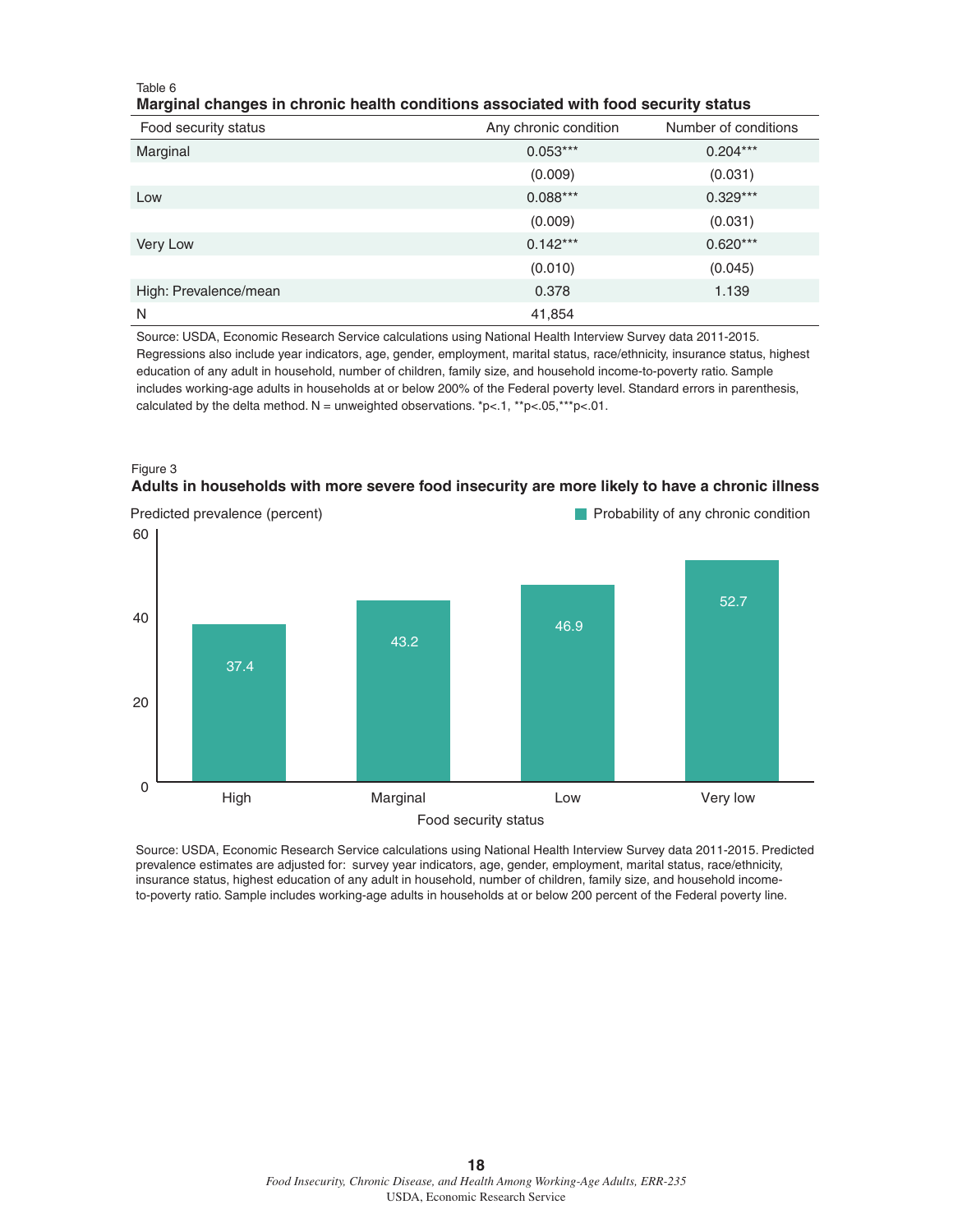Table 6

**Marginal changes in chronic health conditions associated with food security status**

| Food security status | Any chronic condition | Number of conditions |
|---|---|---|
| Marginal | 0.053*** | 0.204*** |
| | (0.009) | (0.031) |
| Low | 0.088*** | 0.329*** |
| | (0.009) | (0.031) |
| Very Low | 0.142*** | 0.620*** |
| | (0.010) | (0.045) |
| High: Prevalence/mean | 0.378 | 1.139 |
| N | 41,854 | |

Source: USDA, Economic Research Service calculations using National Health Interview Survey data 2011-2015. Regressions also include year indicators, age, gender, employment, marital status, race/ethnicity, insurance status, highest education of any adult in household, number of children, family size, and household income-to-poverty ratio. Sample includes working-age adults in households at or below 200% of the Federal poverty level. Standard errors in parenthesis, calculated by the delta method. N = unweighted observations. *p<.1, **p<.05,***p<.01.

Figure 3

**Adults in households with more severe food insecurity are more likely to have a chronic illness**

Predicted prevalence (percent) — Probability of any chronic condition

| Food security status | Predicted prevalence (percent) |
|---|---|
| High | 37.4 |
| Marginal | 43.2 |
| Low | 46.9 |
| Very low | 52.7 |

Source: USDA, Economic Research Service calculations using National Health Interview Survey data 2011-2015. Predicted prevalence estimates are adjusted for: survey year indicators, age, gender, employment, marital status, race/ethnicity, insurance status, highest education of any adult in household, number of children, family size, and household income-to-poverty ratio. Sample includes working-age adults in households at or below 200 percent of the Federal poverty line.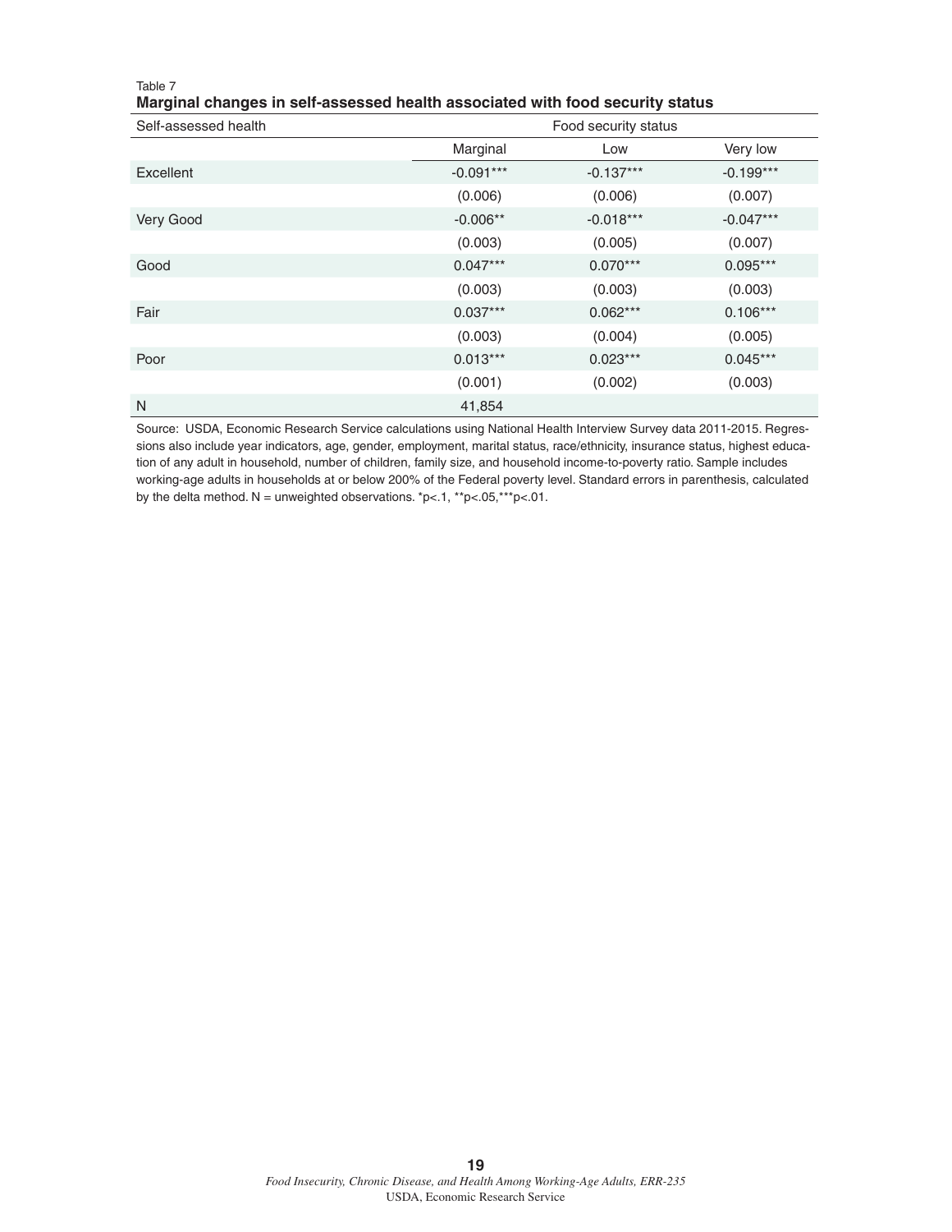Table 7

**Marginal changes in self-assessed health associated with food security status**

| Self-assessed health | Food security status | | |
|---|---|---|---|
| | Marginal | Low | Very low |
| Excellent | -0.091*** | -0.137*** | -0.199*** |
| | (0.006) | (0.006) | (0.007) |
| Very Good | -0.006** | -0.018*** | -0.047*** |
| | (0.003) | (0.005) | (0.007) |
| Good | 0.047*** | 0.070*** | 0.095*** |
| | (0.003) | (0.003) | (0.003) |
| Fair | 0.037*** | 0.062*** | 0.106*** |
| | (0.003) | (0.004) | (0.005) |
| Poor | 0.013*** | 0.023*** | 0.045*** |
| | (0.001) | (0.002) | (0.003) |
| N | 41,854 | | |

Source: USDA, Economic Research Service calculations using National Health Interview Survey data 2011-2015. Regressions also include year indicators, age, gender, employment, marital status, race/ethnicity, insurance status, highest education of any adult in household, number of children, family size, and household income-to-poverty ratio. Sample includes working-age adults in households at or below 200% of the Federal poverty level. Standard errors in parenthesis, calculated by the delta method. N = unweighted observations. *p<.1, **p<.05,***p<.01.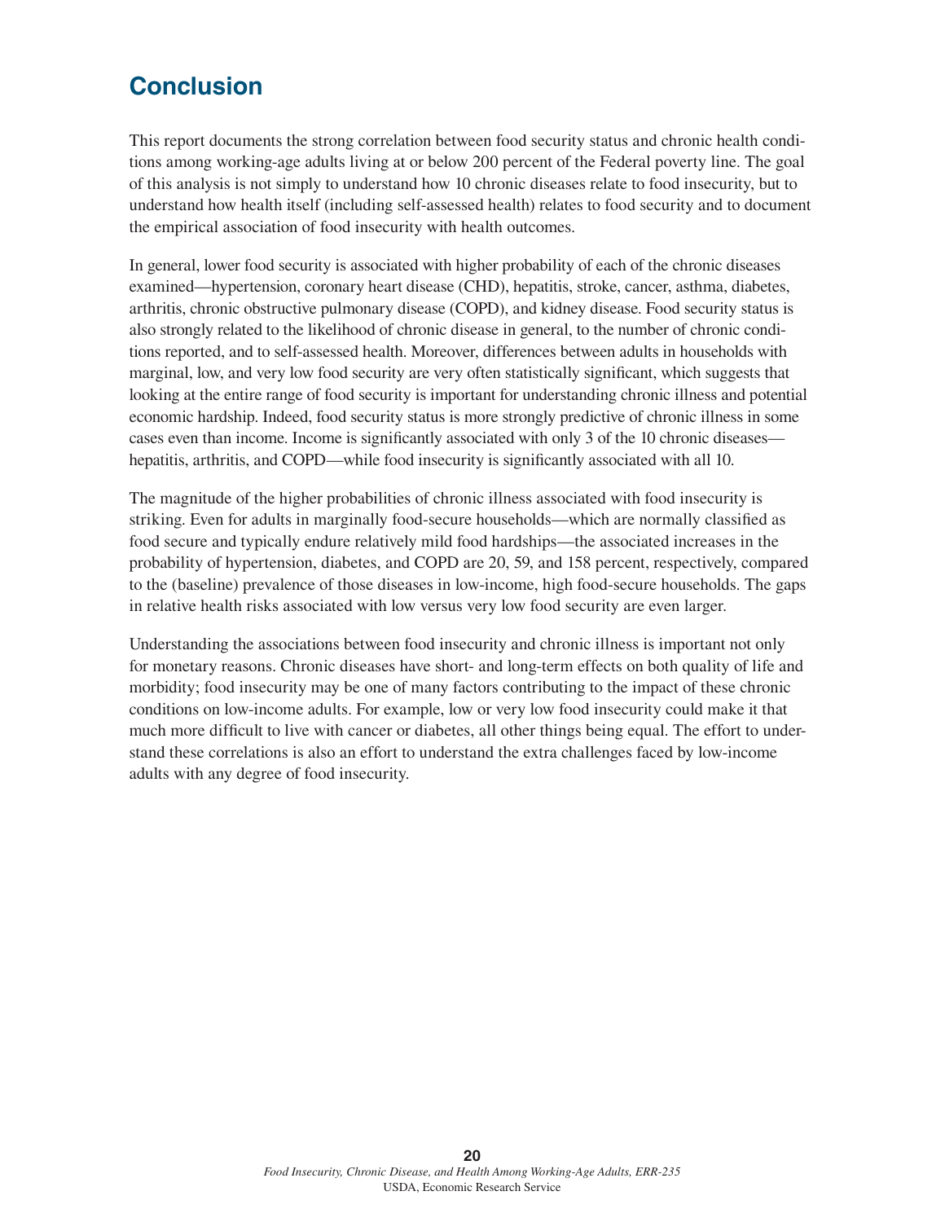# Conclusion

This report documents the strong correlation between food security status and chronic health conditions among working-age adults living at or below 200 percent of the Federal poverty line. The goal of this analysis is not simply to understand how 10 chronic diseases relate to food insecurity, but to understand how health itself (including self-assessed health) relates to food security and to document the empirical association of food insecurity with health outcomes.

In general, lower food security is associated with higher probability of each of the chronic diseases examined—hypertension, coronary heart disease (CHD), hepatitis, stroke, cancer, asthma, diabetes, arthritis, chronic obstructive pulmonary disease (COPD), and kidney disease. Food security status is also strongly related to the likelihood of chronic disease in general, to the number of chronic conditions reported, and to self-assessed health. Moreover, differences between adults in households with marginal, low, and very low food security are very often statistically significant, which suggests that looking at the entire range of food security is important for understanding chronic illness and potential economic hardship. Indeed, food security status is more strongly predictive of chronic illness in some cases even than income. Income is significantly associated with only 3 of the 10 chronic diseases—hepatitis, arthritis, and COPD—while food insecurity is significantly associated with all 10.

The magnitude of the higher probabilities of chronic illness associated with food insecurity is striking. Even for adults in marginally food-secure households—which are normally classified as food secure and typically endure relatively mild food hardships—the associated increases in the probability of hypertension, diabetes, and COPD are 20, 59, and 158 percent, respectively, compared to the (baseline) prevalence of those diseases in low-income, high food-secure households. The gaps in relative health risks associated with low versus very low food security are even larger.

Understanding the associations between food insecurity and chronic illness is important not only for monetary reasons. Chronic diseases have short- and long-term effects on both quality of life and morbidity; food insecurity may be one of many factors contributing to the impact of these chronic conditions on low-income adults. For example, low or very low food insecurity could make it that much more difficult to live with cancer or diabetes, all other things being equal. The effort to understand these correlations is also an effort to understand the extra challenges faced by low-income adults with any degree of food insecurity.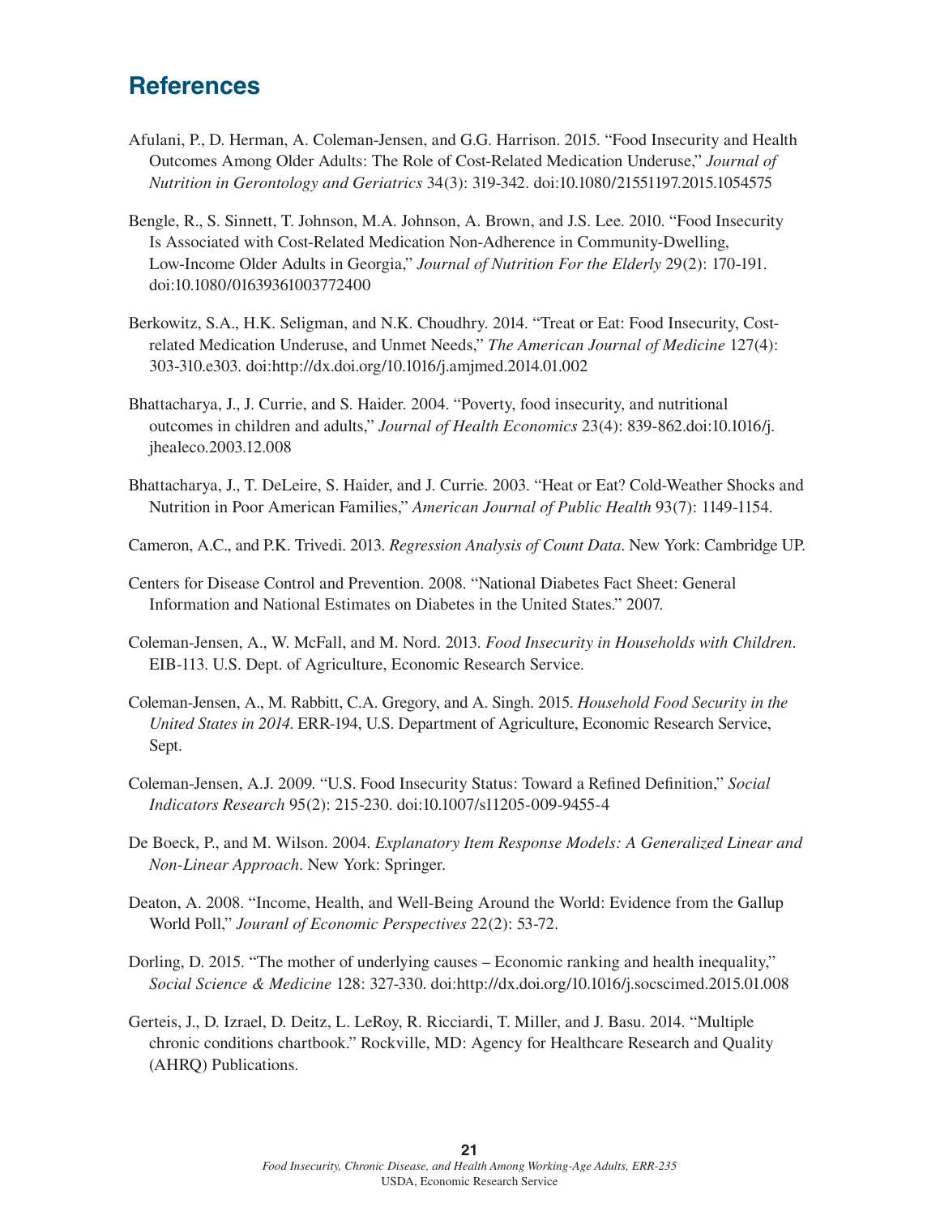## References

Afulani, P., D. Herman, A. Coleman-Jensen, and G.G. Harrison. 2015. "Food Insecurity and Health Outcomes Among Older Adults: The Role of Cost-Related Medication Underuse," *Journal of Nutrition in Gerontology and Geriatrics* 34(3): 319-342. doi:10.1080/21551197.2015.1054575

Bengle, R., S. Sinnett, T. Johnson, M.A. Johnson, A. Brown, and J.S. Lee. 2010. "Food Insecurity Is Associated with Cost-Related Medication Non-Adherence in Community-Dwelling, Low-Income Older Adults in Georgia," *Journal of Nutrition For the Elderly* 29(2): 170-191. doi:10.1080/01639361003772400

Berkowitz, S.A., H.K. Seligman, and N.K. Choudhry. 2014. "Treat or Eat: Food Insecurity, Cost-related Medication Underuse, and Unmet Needs," *The American Journal of Medicine* 127(4): 303-310.e303. doi:http://dx.doi.org/10.1016/j.amjmed.2014.01.002

Bhattacharya, J., J. Currie, and S. Haider. 2004. "Poverty, food insecurity, and nutritional outcomes in children and adults," *Journal of Health Economics* 23(4): 839-862.doi:10.1016/j.jhealeco.2003.12.008

Bhattacharya, J., T. DeLeire, S. Haider, and J. Currie. 2003. "Heat or Eat? Cold-Weather Shocks and Nutrition in Poor American Families," *American Journal of Public Health* 93(7): 1149-1154.

Cameron, A.C., and P.K. Trivedi. 2013. *Regression Analysis of Count Data*. New York: Cambridge UP.

Centers for Disease Control and Prevention. 2008. "National Diabetes Fact Sheet: General Information and National Estimates on Diabetes in the United States." 2007.

Coleman-Jensen, A., W. McFall, and M. Nord. 2013. *Food Insecurity in Households with Children*. EIB-113. U.S. Dept. of Agriculture, Economic Research Service.

Coleman-Jensen, A., M. Rabbitt, C.A. Gregory, and A. Singh. 2015. *Household Food Security in the United States in 2014*. ERR-194, U.S. Department of Agriculture, Economic Research Service, Sept.

Coleman-Jensen, A.J. 2009. "U.S. Food Insecurity Status: Toward a Refined Definition," *Social Indicators Research* 95(2): 215-230. doi:10.1007/s11205-009-9455-4

De Boeck, P., and M. Wilson. 2004. *Explanatory Item Response Models: A Generalized Linear and Non-Linear Approach*. New York: Springer.

Deaton, A. 2008. "Income, Health, and Well-Being Around the World: Evidence from the Gallup World Poll," *Jouranl of Economic Perspectives* 22(2): 53-72.

Dorling, D. 2015. "The mother of underlying causes – Economic ranking and health inequality," *Social Science & Medicine* 128: 327-330. doi:http://dx.doi.org/10.1016/j.socscimed.2015.01.008

Gerteis, J., D. Izrael, D. Deitz, L. LeRoy, R. Ricciardi, T. Miller, and J. Basu. 2014. "Multiple chronic conditions chartbook." Rockville, MD: Agency for Healthcare Research and Quality (AHRQ) Publications.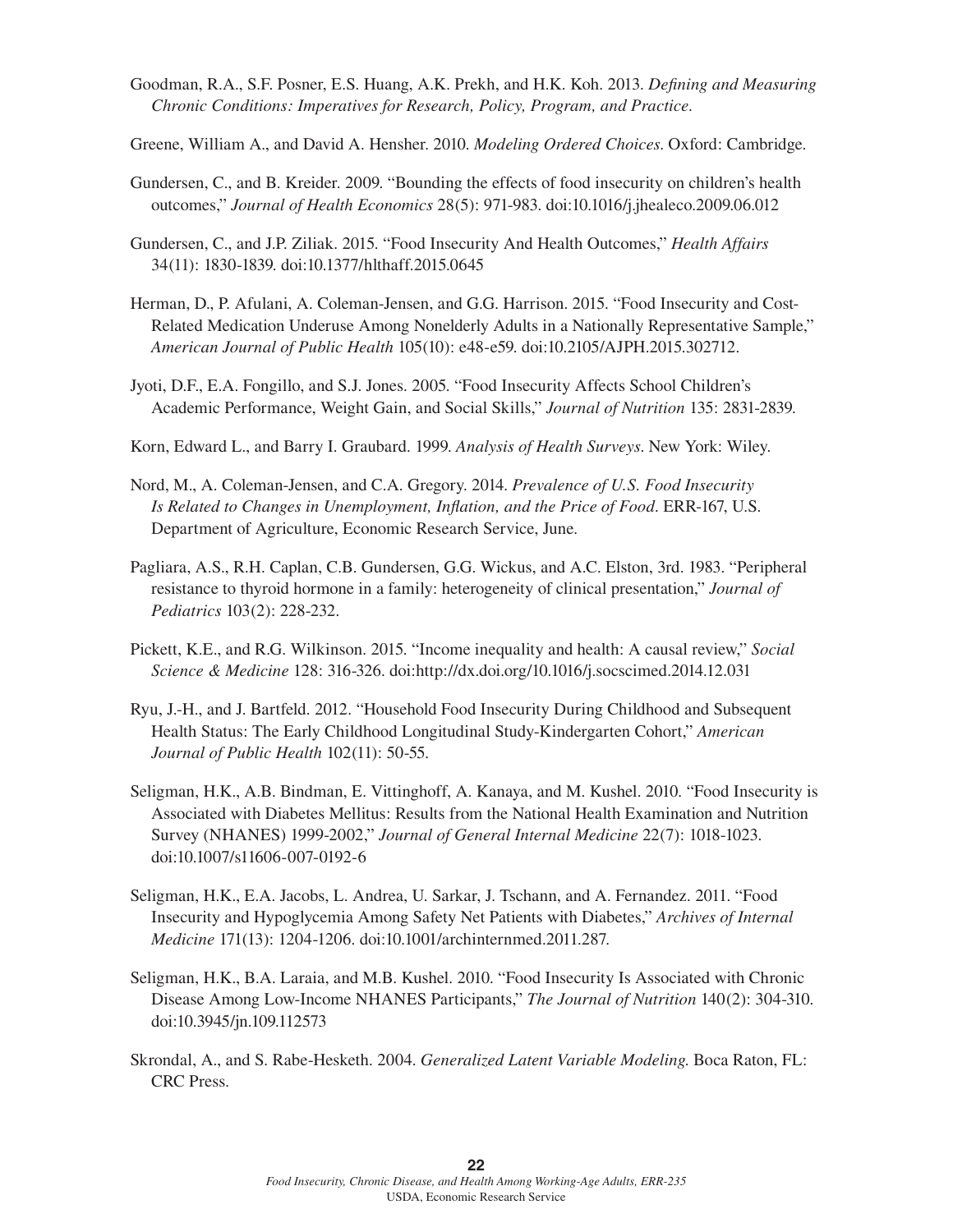Goodman, R.A., S.F. Posner, E.S. Huang, A.K. Prekh, and H.K. Koh. 2013. *Defining and Measuring Chronic Conditions: Imperatives for Research, Policy, Program, and Practice*.

Greene, William A., and David A. Hensher. 2010. *Modeling Ordered Choices*. Oxford: Cambridge.

Gundersen, C., and B. Kreider. 2009. "Bounding the effects of food insecurity on children's health outcomes," *Journal of Health Economics* 28(5): 971-983. doi:10.1016/j.jhealeco.2009.06.012

Gundersen, C., and J.P. Ziliak. 2015. "Food Insecurity And Health Outcomes," *Health Affairs* 34(11): 1830-1839. doi:10.1377/hlthaff.2015.0645

Herman, D., P. Afulani, A. Coleman-Jensen, and G.G. Harrison. 2015. "Food Insecurity and Cost-Related Medication Underuse Among Nonelderly Adults in a Nationally Representative Sample," *American Journal of Public Health* 105(10): e48-e59. doi:10.2105/AJPH.2015.302712.

Jyoti, D.F., E.A. Fongillo, and S.J. Jones. 2005. "Food Insecurity Affects School Children's Academic Performance, Weight Gain, and Social Skills," *Journal of Nutrition* 135: 2831-2839.

Korn, Edward L., and Barry I. Graubard. 1999. *Analysis of Health Surveys*. New York: Wiley.

Nord, M., A. Coleman-Jensen, and C.A. Gregory. 2014. *Prevalence of U.S. Food Insecurity Is Related to Changes in Unemployment, Inflation, and the Price of Food*. ERR-167, U.S. Department of Agriculture, Economic Research Service, June.

Pagliara, A.S., R.H. Caplan, C.B. Gundersen, G.G. Wickus, and A.C. Elston, 3rd. 1983. "Peripheral resistance to thyroid hormone in a family: heterogeneity of clinical presentation," *Journal of Pediatrics* 103(2): 228-232.

Pickett, K.E., and R.G. Wilkinson. 2015. "Income inequality and health: A causal review," *Social Science & Medicine* 128: 316-326. doi:http://dx.doi.org/10.1016/j.socscimed.2014.12.031

Ryu, J.-H., and J. Bartfeld. 2012. "Household Food Insecurity During Childhood and Subsequent Health Status: The Early Childhood Longitudinal Study-Kindergarten Cohort," *American Journal of Public Health* 102(11): 50-55.

Seligman, H.K., A.B. Bindman, E. Vittinghoff, A. Kanaya, and M. Kushel. 2010. "Food Insecurity is Associated with Diabetes Mellitus: Results from the National Health Examination and Nutrition Survey (NHANES) 1999-2002," *Journal of General Internal Medicine* 22(7): 1018-1023. doi:10.1007/s11606-007-0192-6

Seligman, H.K., E.A. Jacobs, L. Andrea, U. Sarkar, J. Tschann, and A. Fernandez. 2011. "Food Insecurity and Hypoglycemia Among Safety Net Patients with Diabetes," *Archives of Internal Medicine* 171(13): 1204-1206. doi:10.1001/archinternmed.2011.287.

Seligman, H.K., B.A. Laraia, and M.B. Kushel. 2010. "Food Insecurity Is Associated with Chronic Disease Among Low-Income NHANES Participants," *The Journal of Nutrition* 140(2): 304-310. doi:10.3945/jn.109.112573

Skrondal, A., and S. Rabe-Hesketh. 2004. *Generalized Latent Variable Modeling.* Boca Raton, FL: CRC Press.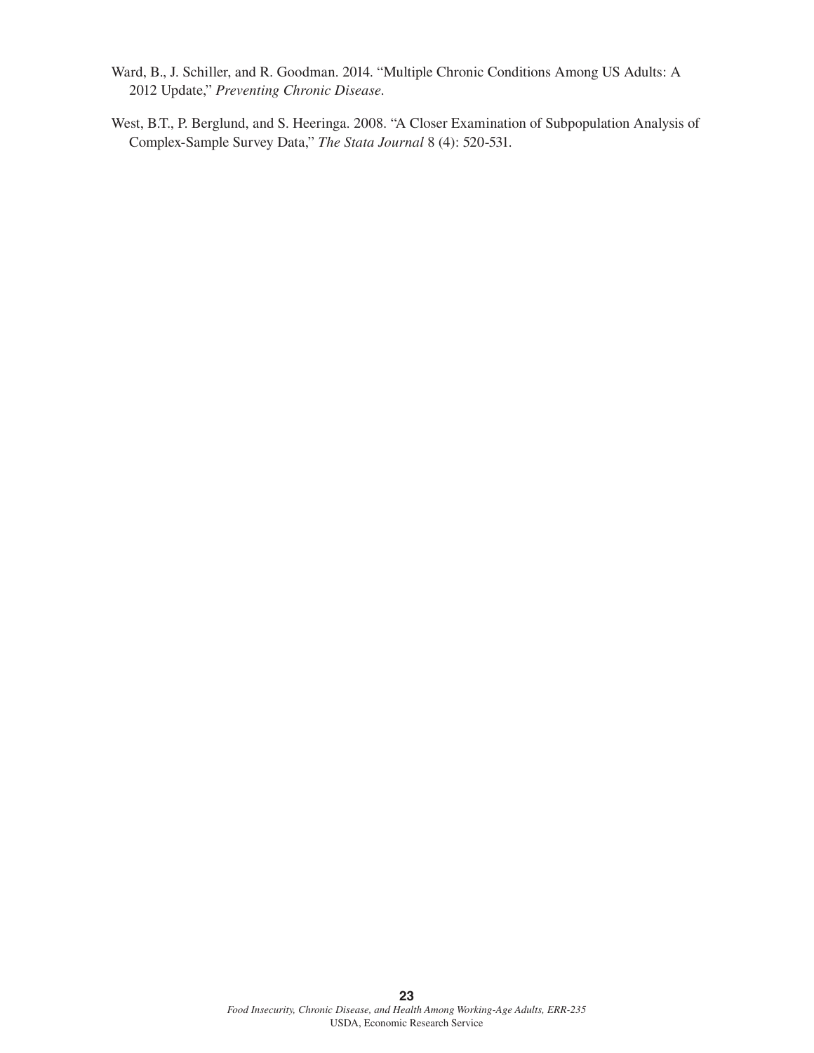Ward, B., J. Schiller, and R. Goodman. 2014. "Multiple Chronic Conditions Among US Adults: A 2012 Update," *Preventing Chronic Disease*.

West, B.T., P. Berglund, and S. Heeringa. 2008. "A Closer Examination of Subpopulation Analysis of Complex-Sample Survey Data," *The Stata Journal* 8 (4): 520-531.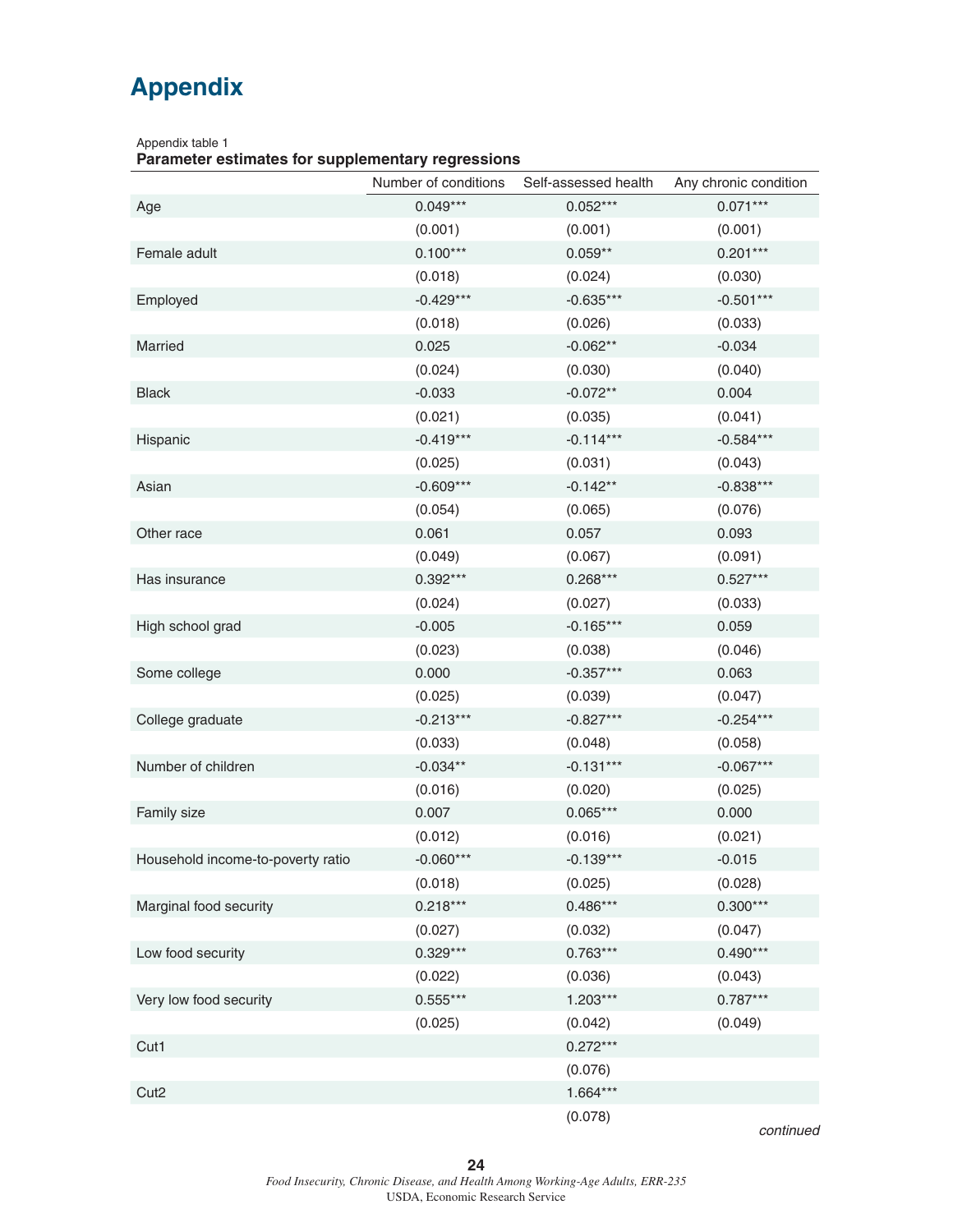# Appendix

Appendix table 1

**Parameter estimates for supplementary regressions**

| | Number of conditions | Self-assessed health | Any chronic condition |
|---|---|---|---|
| Age | 0.049*** | 0.052*** | 0.071*** |
| | (0.001) | (0.001) | (0.001) |
| Female adult | 0.100*** | 0.059** | 0.201*** |
| | (0.018) | (0.024) | (0.030) |
| Employed | -0.429*** | -0.635*** | -0.501*** |
| | (0.018) | (0.026) | (0.033) |
| Married | 0.025 | -0.062** | -0.034 |
| | (0.024) | (0.030) | (0.040) |
| Black | -0.033 | -0.072** | 0.004 |
| | (0.021) | (0.035) | (0.041) |
| Hispanic | -0.419*** | -0.114*** | -0.584*** |
| | (0.025) | (0.031) | (0.043) |
| Asian | -0.609*** | -0.142** | -0.838*** |
| | (0.054) | (0.065) | (0.076) |
| Other race | 0.061 | 0.057 | 0.093 |
| | (0.049) | (0.067) | (0.091) |
| Has insurance | 0.392*** | 0.268*** | 0.527*** |
| | (0.024) | (0.027) | (0.033) |
| High school grad | -0.005 | -0.165*** | 0.059 |
| | (0.023) | (0.038) | (0.046) |
| Some college | 0.000 | -0.357*** | 0.063 |
| | (0.025) | (0.039) | (0.047) |
| College graduate | -0.213*** | -0.827*** | -0.254*** |
| | (0.033) | (0.048) | (0.058) |
| Number of children | -0.034** | -0.131*** | -0.067*** |
| | (0.016) | (0.020) | (0.025) |
| Family size | 0.007 | 0.065*** | 0.000 |
| | (0.012) | (0.016) | (0.021) |
| Household income-to-poverty ratio | -0.060*** | -0.139*** | -0.015 |
| | (0.018) | (0.025) | (0.028) |
| Marginal food security | 0.218*** | 0.486*** | 0.300*** |
| | (0.027) | (0.032) | (0.047) |
| Low food security | 0.329*** | 0.763*** | 0.490*** |
| | (0.022) | (0.036) | (0.043) |
| Very low food security | 0.555*** | 1.203*** | 0.787*** |
| | (0.025) | (0.042) | (0.049) |
| Cut1 | | 0.272*** | |
| | | (0.076) | |
| Cut2 | | 1.664*** | |
| | | (0.078) | |

*continued*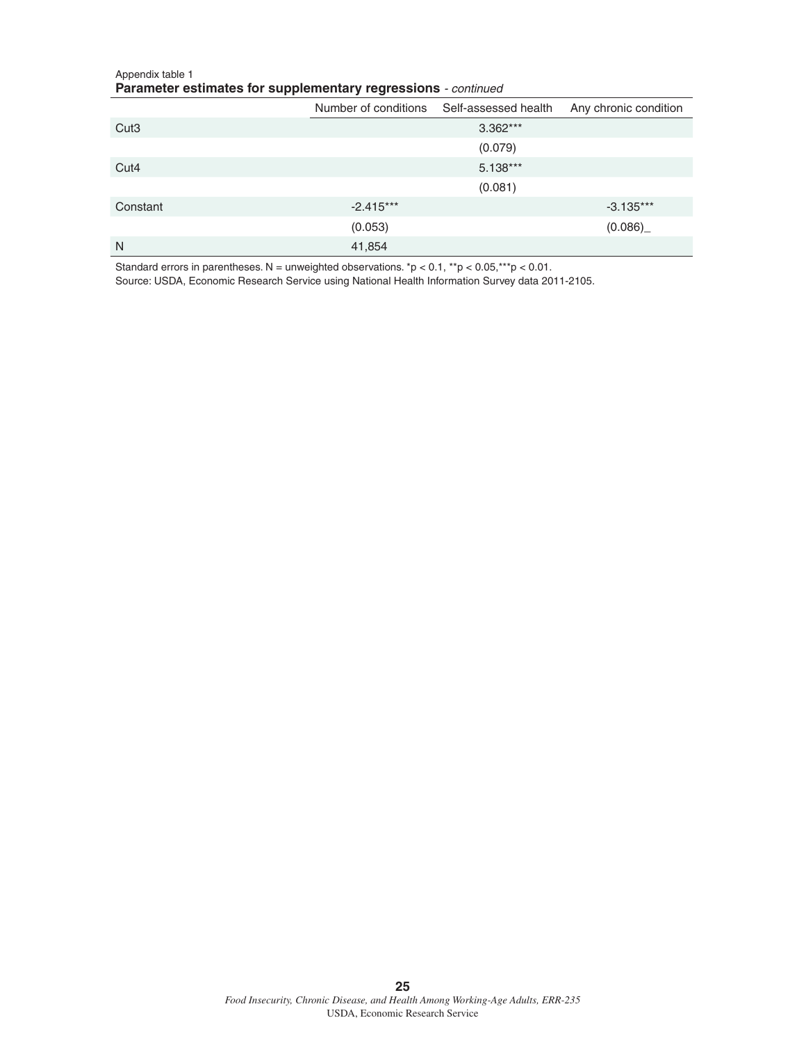Appendix table 1

**Parameter estimates for supplementary regressions** - *continued*

| | Number of conditions | Self-assessed health | Any chronic condition |
|---|---|---|---|
| Cut3 | | 3.362*** | |
| | | (0.079) | |
| Cut4 | | 5.138*** | |
| | | (0.081) | |
| Constant | -2.415*** | | -3.135*** |
| | (0.053) | | (0.086)_ |
| N | 41,854 | | |

Standard errors in parentheses. N = unweighted observations. *p < 0.1, **p < 0.05,***p < 0.01.

Source: USDA, Economic Research Service using National Health Information Survey data 2011-2105.